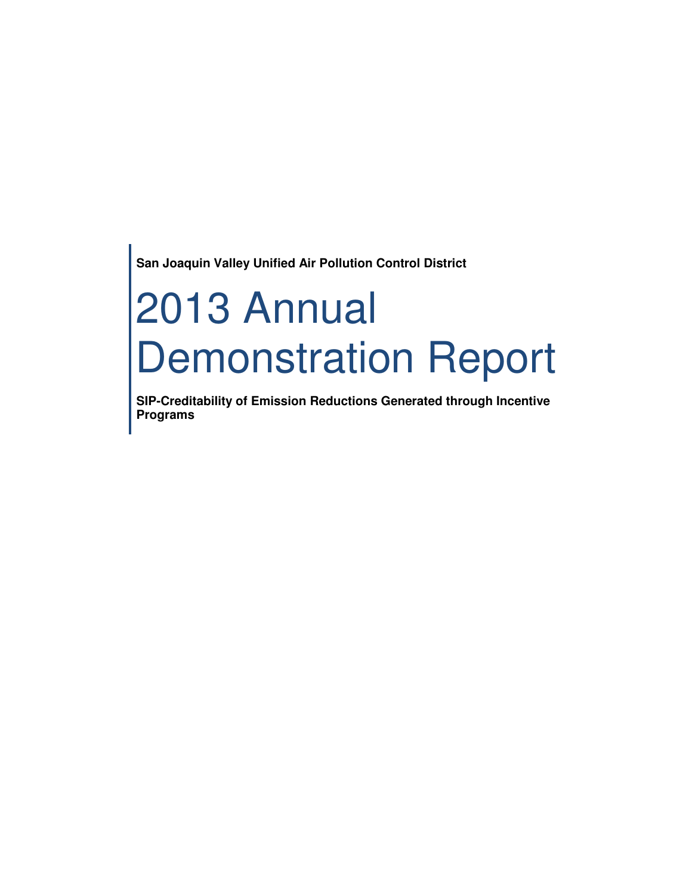**San Joaquin Valley Unified Air Pollution Control District**

# 2013 Annual Demonstration Report

**SIP-Creditability of Emission Reductions Generated through Incentive Programs**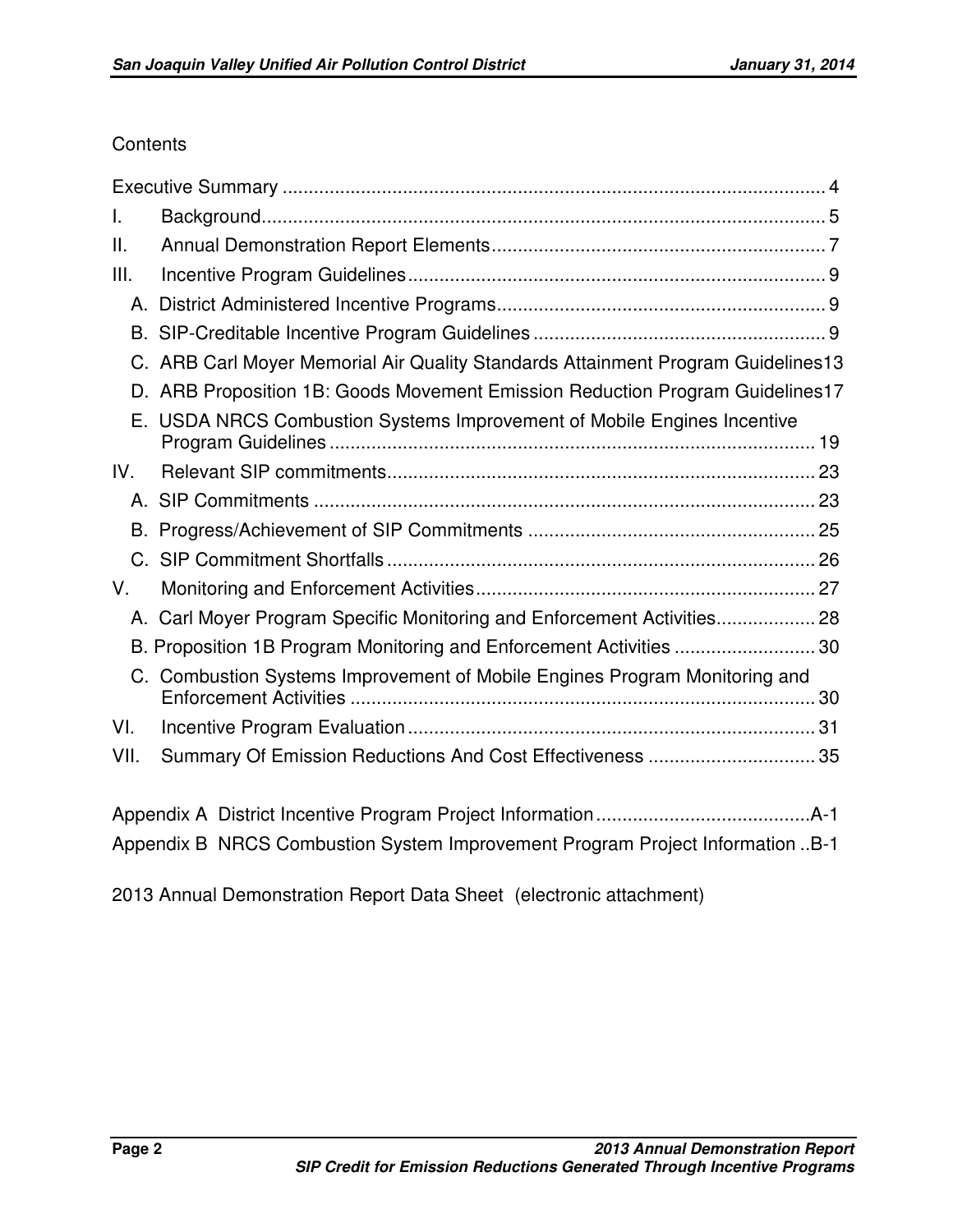Contents

- Executive Summary ..... 4
- I. Background ..... 5
- II. Annual Demonstration Report Elements ..... 7
- III. Incentive Program Guidelines ..... 9
  - A. District Administered Incentive Programs ..... 9
  - B. SIP-Creditable Incentive Program Guidelines ..... 9
  - C. ARB Carl Moyer Memorial Air Quality Standards Attainment Program Guidelines ..... 13
  - D. ARB Proposition 1B: Goods Movement Emission Reduction Program Guidelines ..... 17
  - E. USDA NRCS Combustion Systems Improvement of Mobile Engines Incentive Program Guidelines ..... 19
- IV. Relevant SIP commitments ..... 23
  - A. SIP Commitments ..... 23
  - B. Progress/Achievement of SIP Commitments ..... 25
  - C. SIP Commitment Shortfalls ..... 26
- V. Monitoring and Enforcement Activities ..... 27
  - A. Carl Moyer Program Specific Monitoring and Enforcement Activities ..... 28
  - B. Proposition 1B Program Monitoring and Enforcement Activities ..... 30
  - C. Combustion Systems Improvement of Mobile Engines Program Monitoring and Enforcement Activities ..... 30
- VI. Incentive Program Evaluation ..... 31
- VII. Summary Of Emission Reductions And Cost Effectiveness ..... 35

- Appendix A District Incentive Program Project Information ..... A-1
- Appendix B NRCS Combustion System Improvement Program Project Information ..... B-1

2013 Annual Demonstration Report Data Sheet (electronic attachment)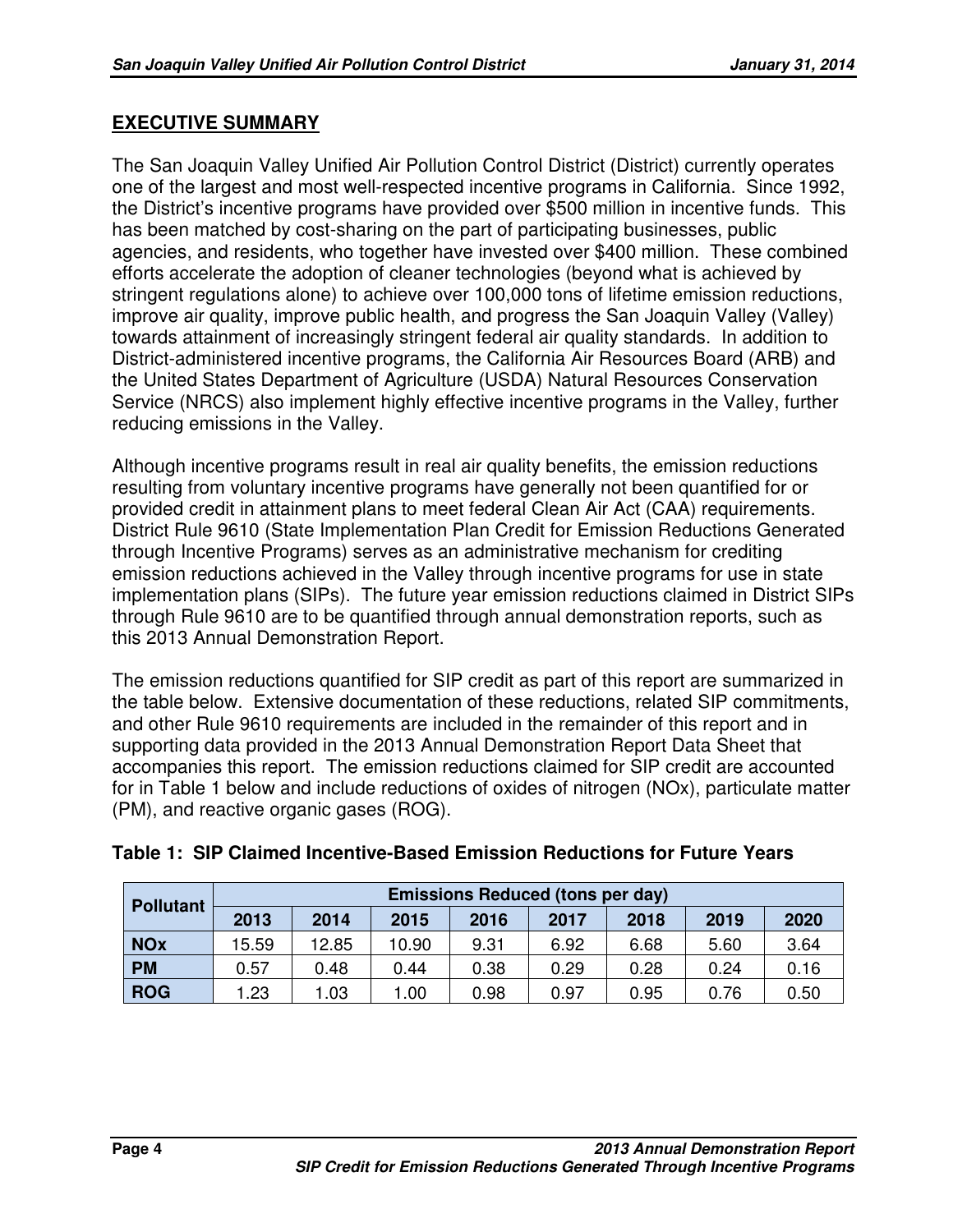## EXECUTIVE SUMMARY

The San Joaquin Valley Unified Air Pollution Control District (District) currently operates one of the largest and most well-respected incentive programs in California. Since 1992, the District's incentive programs have provided over $500 million in incentive funds. This has been matched by cost-sharing on the part of participating businesses, public agencies, and residents, who together have invested over $400 million. These combined efforts accelerate the adoption of cleaner technologies (beyond what is achieved by stringent regulations alone) to achieve over 100,000 tons of lifetime emission reductions, improve air quality, improve public health, and progress the San Joaquin Valley (Valley) towards attainment of increasingly stringent federal air quality standards. In addition to District-administered incentive programs, the California Air Resources Board (ARB) and the United States Department of Agriculture (USDA) Natural Resources Conservation Service (NRCS) also implement highly effective incentive programs in the Valley, further reducing emissions in the Valley.

Although incentive programs result in real air quality benefits, the emission reductions resulting from voluntary incentive programs have generally not been quantified for or provided credit in attainment plans to meet federal Clean Air Act (CAA) requirements. District Rule 9610 (State Implementation Plan Credit for Emission Reductions Generated through Incentive Programs) serves as an administrative mechanism for crediting emission reductions achieved in the Valley through incentive programs for use in state implementation plans (SIPs). The future year emission reductions claimed in District SIPs through Rule 9610 are to be quantified through annual demonstration reports, such as this 2013 Annual Demonstration Report.

The emission reductions quantified for SIP credit as part of this report are summarized in the table below. Extensive documentation of these reductions, related SIP commitments, and other Rule 9610 requirements are included in the remainder of this report and in supporting data provided in the 2013 Annual Demonstration Report Data Sheet that accompanies this report. The emission reductions claimed for SIP credit are accounted for in Table 1 below and include reductions of oxides of nitrogen (NOx), particulate matter (PM), and reactive organic gases (ROG).

**Table 1: SIP Claimed Incentive-Based Emission Reductions for Future Years**

| Pollutant | Emissions Reduced (tons per day) | | | | | | | |
|---|---|---|---|---|---|---|---|---|
| | 2013 | 2014 | 2015 | 2016 | 2017 | 2018 | 2019 | 2020 |
| **NOx** | 15.59 | 12.85 | 10.90 | 9.31 | 6.92 | 6.68 | 5.60 | 3.64 |
| **PM** | 0.57 | 0.48 | 0.44 | 0.38 | 0.29 | 0.28 | 0.24 | 0.16 |
| **ROG** | 1.23 | 1.03 | 1.00 | 0.98 | 0.97 | 0.95 | 0.76 | 0.50 |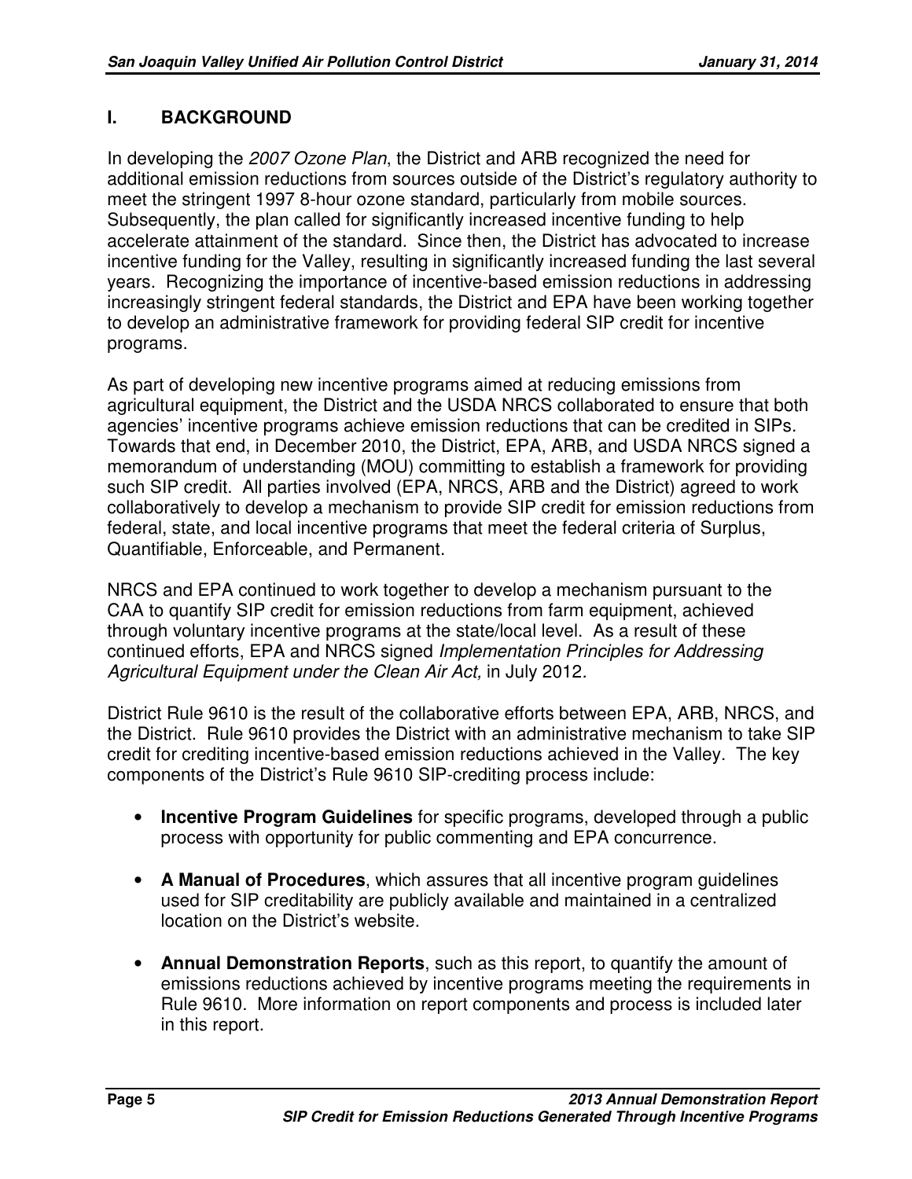## I. BACKGROUND

In developing the *2007 Ozone Plan*, the District and ARB recognized the need for additional emission reductions from sources outside of the District's regulatory authority to meet the stringent 1997 8-hour ozone standard, particularly from mobile sources. Subsequently, the plan called for significantly increased incentive funding to help accelerate attainment of the standard. Since then, the District has advocated to increase incentive funding for the Valley, resulting in significantly increased funding the last several years. Recognizing the importance of incentive-based emission reductions in addressing increasingly stringent federal standards, the District and EPA have been working together to develop an administrative framework for providing federal SIP credit for incentive programs.

As part of developing new incentive programs aimed at reducing emissions from agricultural equipment, the District and the USDA NRCS collaborated to ensure that both agencies' incentive programs achieve emission reductions that can be credited in SIPs. Towards that end, in December 2010, the District, EPA, ARB, and USDA NRCS signed a memorandum of understanding (MOU) committing to establish a framework for providing such SIP credit. All parties involved (EPA, NRCS, ARB and the District) agreed to work collaboratively to develop a mechanism to provide SIP credit for emission reductions from federal, state, and local incentive programs that meet the federal criteria of Surplus, Quantifiable, Enforceable, and Permanent.

NRCS and EPA continued to work together to develop a mechanism pursuant to the CAA to quantify SIP credit for emission reductions from farm equipment, achieved through voluntary incentive programs at the state/local level. As a result of these continued efforts, EPA and NRCS signed *Implementation Principles for Addressing Agricultural Equipment under the Clean Air Act,* in July 2012.

District Rule 9610 is the result of the collaborative efforts between EPA, ARB, NRCS, and the District. Rule 9610 provides the District with an administrative mechanism to take SIP credit for crediting incentive-based emission reductions achieved in the Valley. The key components of the District's Rule 9610 SIP-crediting process include:

- **Incentive Program Guidelines** for specific programs, developed through a public process with opportunity for public commenting and EPA concurrence.
- **A Manual of Procedures**, which assures that all incentive program guidelines used for SIP creditability are publicly available and maintained in a centralized location on the District's website.
- **Annual Demonstration Reports**, such as this report, to quantify the amount of emissions reductions achieved by incentive programs meeting the requirements in Rule 9610. More information on report components and process is included later in this report.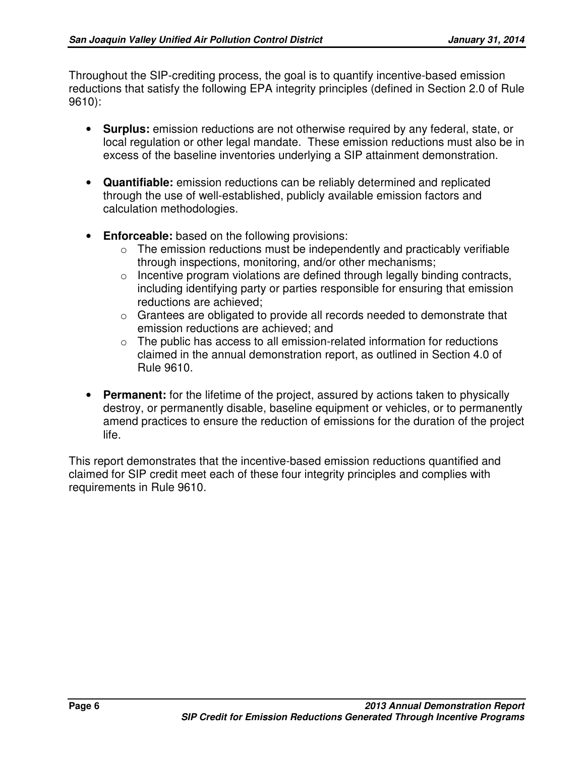Throughout the SIP-crediting process, the goal is to quantify incentive-based emission reductions that satisfy the following EPA integrity principles (defined in Section 2.0 of Rule 9610):

- **Surplus:** emission reductions are not otherwise required by any federal, state, or local regulation or other legal mandate. These emission reductions must also be in excess of the baseline inventories underlying a SIP attainment demonstration.

- **Quantifiable:** emission reductions can be reliably determined and replicated through the use of well-established, publicly available emission factors and calculation methodologies.

- **Enforceable:** based on the following provisions:
  - The emission reductions must be independently and practicably verifiable through inspections, monitoring, and/or other mechanisms;
  - Incentive program violations are defined through legally binding contracts, including identifying party or parties responsible for ensuring that emission reductions are achieved;
  - Grantees are obligated to provide all records needed to demonstrate that emission reductions are achieved; and
  - The public has access to all emission-related information for reductions claimed in the annual demonstration report, as outlined in Section 4.0 of Rule 9610.

- **Permanent:** for the lifetime of the project, assured by actions taken to physically destroy, or permanently disable, baseline equipment or vehicles, or to permanently amend practices to ensure the reduction of emissions for the duration of the project life.

This report demonstrates that the incentive-based emission reductions quantified and claimed for SIP credit meet each of these four integrity principles and complies with requirements in Rule 9610.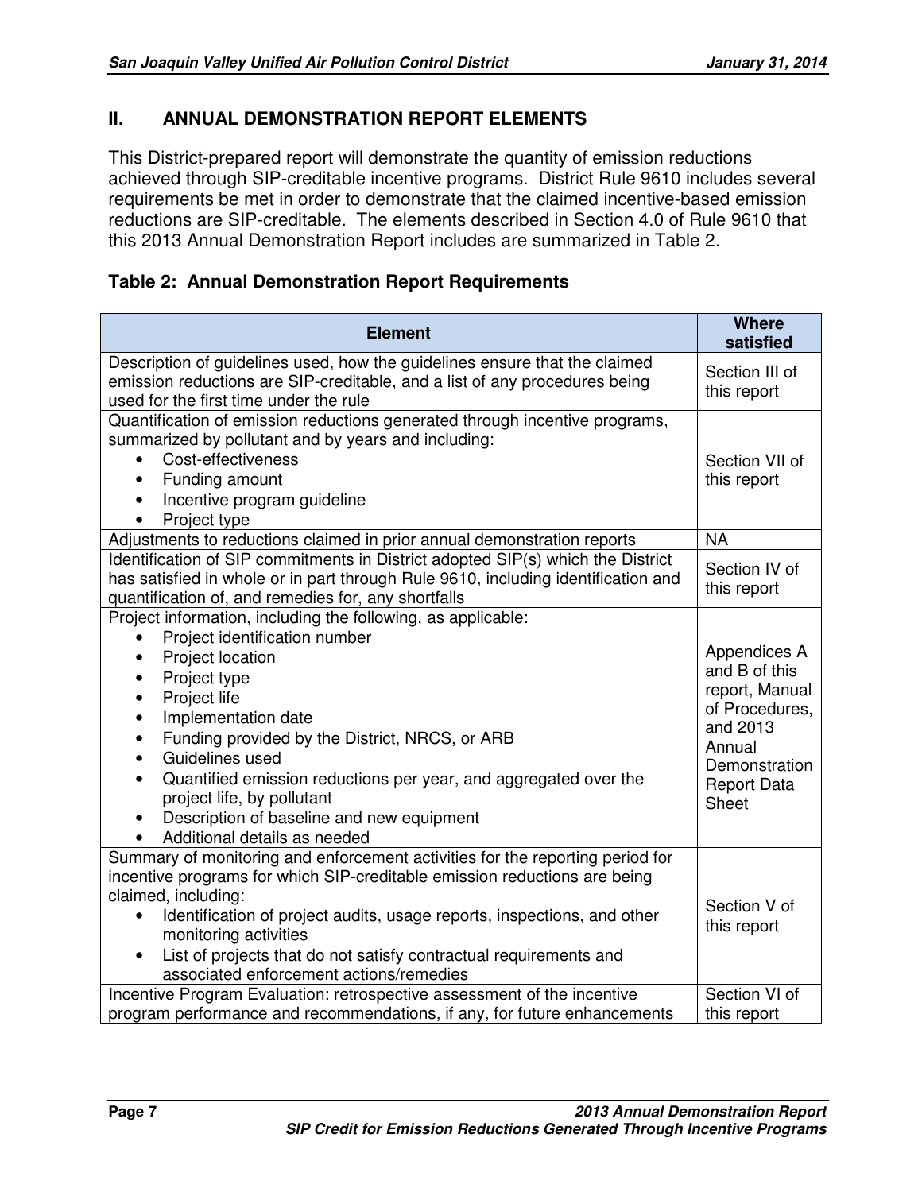## II. ANNUAL DEMONSTRATION REPORT ELEMENTS

This District-prepared report will demonstrate the quantity of emission reductions achieved through SIP-creditable incentive programs. District Rule 9610 includes several requirements be met in order to demonstrate that the claimed incentive-based emission reductions are SIP-creditable. The elements described in Section 4.0 of Rule 9610 that this 2013 Annual Demonstration Report includes are summarized in Table 2.

**Table 2: Annual Demonstration Report Requirements**

| Element | Where satisfied |
|---|---|
| Description of guidelines used, how the guidelines ensure that the claimed emission reductions are SIP-creditable, and a list of any procedures being used for the first time under the rule | Section III of this report |
| Quantification of emission reductions generated through incentive programs, summarized by pollutant and by years and including:<br>• Cost-effectiveness<br>• Funding amount<br>• Incentive program guideline<br>• Project type | Section VII of this report |
| Adjustments to reductions claimed in prior annual demonstration reports | NA |
| Identification of SIP commitments in District adopted SIP(s) which the District has satisfied in whole or in part through Rule 9610, including identification and quantification of, and remedies for, any shortfalls | Section IV of this report |
| Project information, including the following, as applicable:<br>• Project identification number<br>• Project location<br>• Project type<br>• Project life<br>• Implementation date<br>• Funding provided by the District, NRCS, or ARB<br>• Guidelines used<br>• Quantified emission reductions per year, and aggregated over the project life, by pollutant<br>• Description of baseline and new equipment<br>• Additional details as needed | Appendices A and B of this report, Manual of Procedures, and 2013 Annual Demonstration Report Data Sheet |
| Summary of monitoring and enforcement activities for the reporting period for incentive programs for which SIP-creditable emission reductions are being claimed, including:<br>• Identification of project audits, usage reports, inspections, and other monitoring activities<br>• List of projects that do not satisfy contractual requirements and associated enforcement actions/remedies | Section V of this report |
| Incentive Program Evaluation: retrospective assessment of the incentive program performance and recommendations, if any, for future enhancements | Section VI of this report |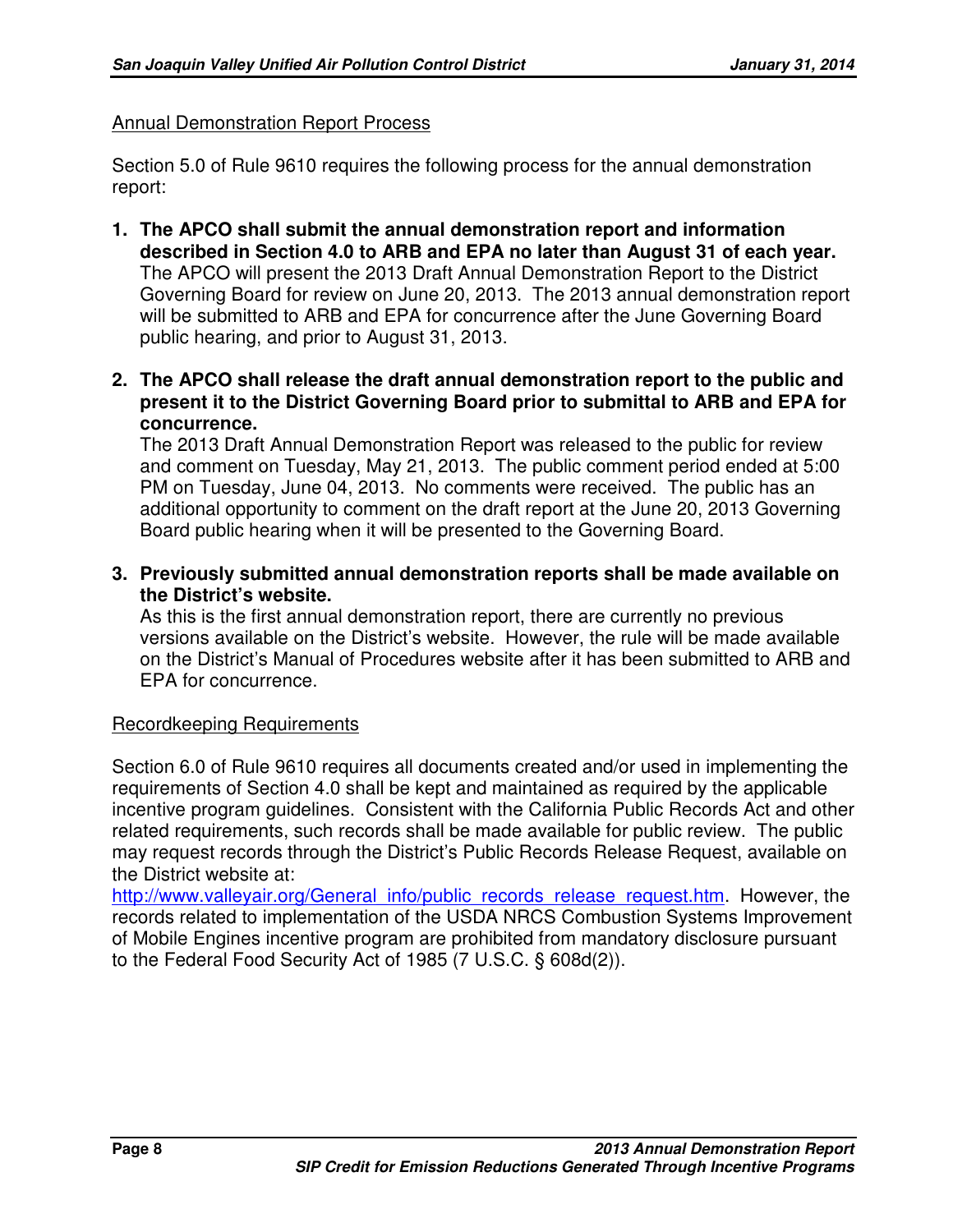<u>Annual Demonstration Report Process</u>

Section 5.0 of Rule 9610 requires the following process for the annual demonstration report:

1. **The APCO shall submit the annual demonstration report and information described in Section 4.0 to ARB and EPA no later than August 31 of each year.** The APCO will present the 2013 Draft Annual Demonstration Report to the District Governing Board for review on June 20, 2013. The 2013 annual demonstration report will be submitted to ARB and EPA for concurrence after the June Governing Board public hearing, and prior to August 31, 2013.

2. **The APCO shall release the draft annual demonstration report to the public and present it to the District Governing Board prior to submittal to ARB and EPA for concurrence.** The 2013 Draft Annual Demonstration Report was released to the public for review and comment on Tuesday, May 21, 2013. The public comment period ended at 5:00 PM on Tuesday, June 04, 2013. No comments were received. The public has an additional opportunity to comment on the draft report at the June 20, 2013 Governing Board public hearing when it will be presented to the Governing Board.

3. **Previously submitted annual demonstration reports shall be made available on the District's website.** As this is the first annual demonstration report, there are currently no previous versions available on the District's website. However, the rule will be made available on the District's Manual of Procedures website after it has been submitted to ARB and EPA for concurrence.

<u>Recordkeeping Requirements</u>

Section 6.0 of Rule 9610 requires all documents created and/or used in implementing the requirements of Section 4.0 shall be kept and maintained as required by the applicable incentive program guidelines. Consistent with the California Public Records Act and other related requirements, such records shall be made available for public review. The public may request records through the District's Public Records Release Request, available on the District website at: http://www.valleyair.org/General_info/public_records_release_request.htm. However, the records related to implementation of the USDA NRCS Combustion Systems Improvement of Mobile Engines incentive program are prohibited from mandatory disclosure pursuant to the Federal Food Security Act of 1985 (7 U.S.C. § 608d(2)).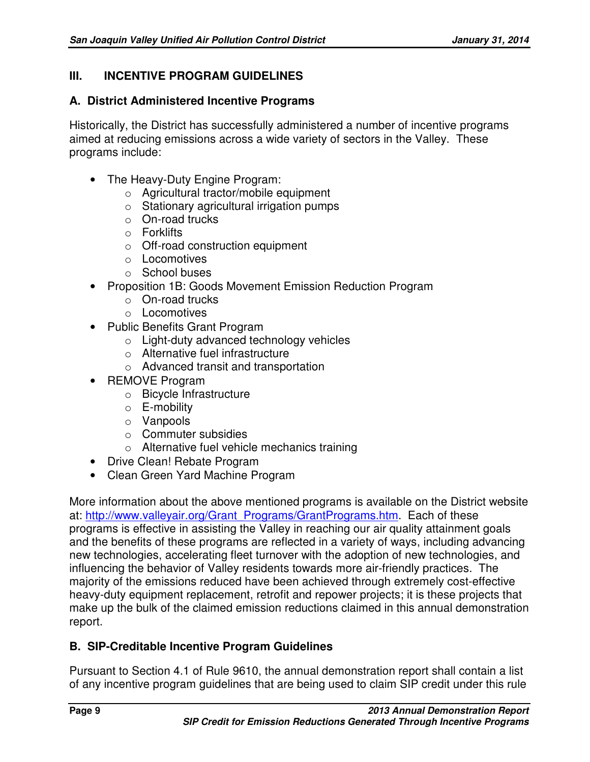## III. INCENTIVE PROGRAM GUIDELINES

### A. District Administered Incentive Programs

Historically, the District has successfully administered a number of incentive programs aimed at reducing emissions across a wide variety of sectors in the Valley. These programs include:

- The Heavy-Duty Engine Program:
  - Agricultural tractor/mobile equipment
  - Stationary agricultural irrigation pumps
  - On-road trucks
  - Forklifts
  - Off-road construction equipment
  - Locomotives
  - School buses
- Proposition 1B: Goods Movement Emission Reduction Program
  - On-road trucks
  - Locomotives
- Public Benefits Grant Program
  - Light-duty advanced technology vehicles
  - Alternative fuel infrastructure
  - Advanced transit and transportation
- REMOVE Program
  - Bicycle Infrastructure
  - E-mobility
  - Vanpools
  - Commuter subsidies
  - Alternative fuel vehicle mechanics training
- Drive Clean! Rebate Program
- Clean Green Yard Machine Program

More information about the above mentioned programs is available on the District website at: [http://www.valleyair.org/Grant_Programs/GrantPrograms.htm](http://www.valleyair.org/Grant_Programs/GrantPrograms.htm). Each of these programs is effective in assisting the Valley in reaching our air quality attainment goals and the benefits of these programs are reflected in a variety of ways, including advancing new technologies, accelerating fleet turnover with the adoption of new technologies, and influencing the behavior of Valley residents towards more air-friendly practices. The majority of the emissions reduced have been achieved through extremely cost-effective heavy-duty equipment replacement, retrofit and repower projects; it is these projects that make up the bulk of the claimed emission reductions claimed in this annual demonstration report.

### B. SIP-Creditable Incentive Program Guidelines

Pursuant to Section 4.1 of Rule 9610, the annual demonstration report shall contain a list of any incentive program guidelines that are being used to claim SIP credit under this rule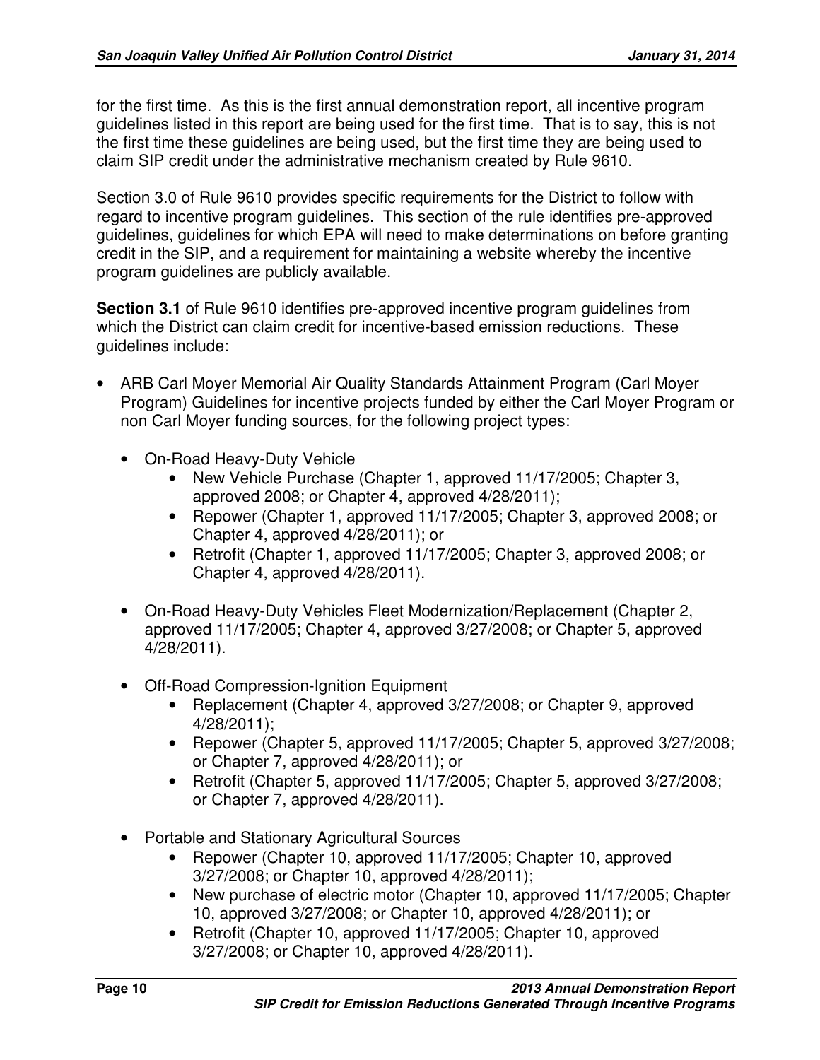for the first time. As this is the first annual demonstration report, all incentive program guidelines listed in this report are being used for the first time. That is to say, this is not the first time these guidelines are being used, but the first time they are being used to claim SIP credit under the administrative mechanism created by Rule 9610.

Section 3.0 of Rule 9610 provides specific requirements for the District to follow with regard to incentive program guidelines. This section of the rule identifies pre-approved guidelines, guidelines for which EPA will need to make determinations on before granting credit in the SIP, and a requirement for maintaining a website whereby the incentive program guidelines are publicly available.

**Section 3.1** of Rule 9610 identifies pre-approved incentive program guidelines from which the District can claim credit for incentive-based emission reductions. These guidelines include:

- ARB Carl Moyer Memorial Air Quality Standards Attainment Program (Carl Moyer Program) Guidelines for incentive projects funded by either the Carl Moyer Program or non Carl Moyer funding sources, for the following project types:
  - On-Road Heavy-Duty Vehicle
    - New Vehicle Purchase (Chapter 1, approved 11/17/2005; Chapter 3, approved 2008; or Chapter 4, approved 4/28/2011);
    - Repower (Chapter 1, approved 11/17/2005; Chapter 3, approved 2008; or Chapter 4, approved 4/28/2011); or
    - Retrofit (Chapter 1, approved 11/17/2005; Chapter 3, approved 2008; or Chapter 4, approved 4/28/2011).
  - On-Road Heavy-Duty Vehicles Fleet Modernization/Replacement (Chapter 2, approved 11/17/2005; Chapter 4, approved 3/27/2008; or Chapter 5, approved 4/28/2011).
  - Off-Road Compression-Ignition Equipment
    - Replacement (Chapter 4, approved 3/27/2008; or Chapter 9, approved 4/28/2011);
    - Repower (Chapter 5, approved 11/17/2005; Chapter 5, approved 3/27/2008; or Chapter 7, approved 4/28/2011); or
    - Retrofit (Chapter 5, approved 11/17/2005; Chapter 5, approved 3/27/2008; or Chapter 7, approved 4/28/2011).
  - Portable and Stationary Agricultural Sources
    - Repower (Chapter 10, approved 11/17/2005; Chapter 10, approved 3/27/2008; or Chapter 10, approved 4/28/2011);
    - New purchase of electric motor (Chapter 10, approved 11/17/2005; Chapter 10, approved 3/27/2008; or Chapter 10, approved 4/28/2011); or
    - Retrofit (Chapter 10, approved 11/17/2005; Chapter 10, approved 3/27/2008; or Chapter 10, approved 4/28/2011).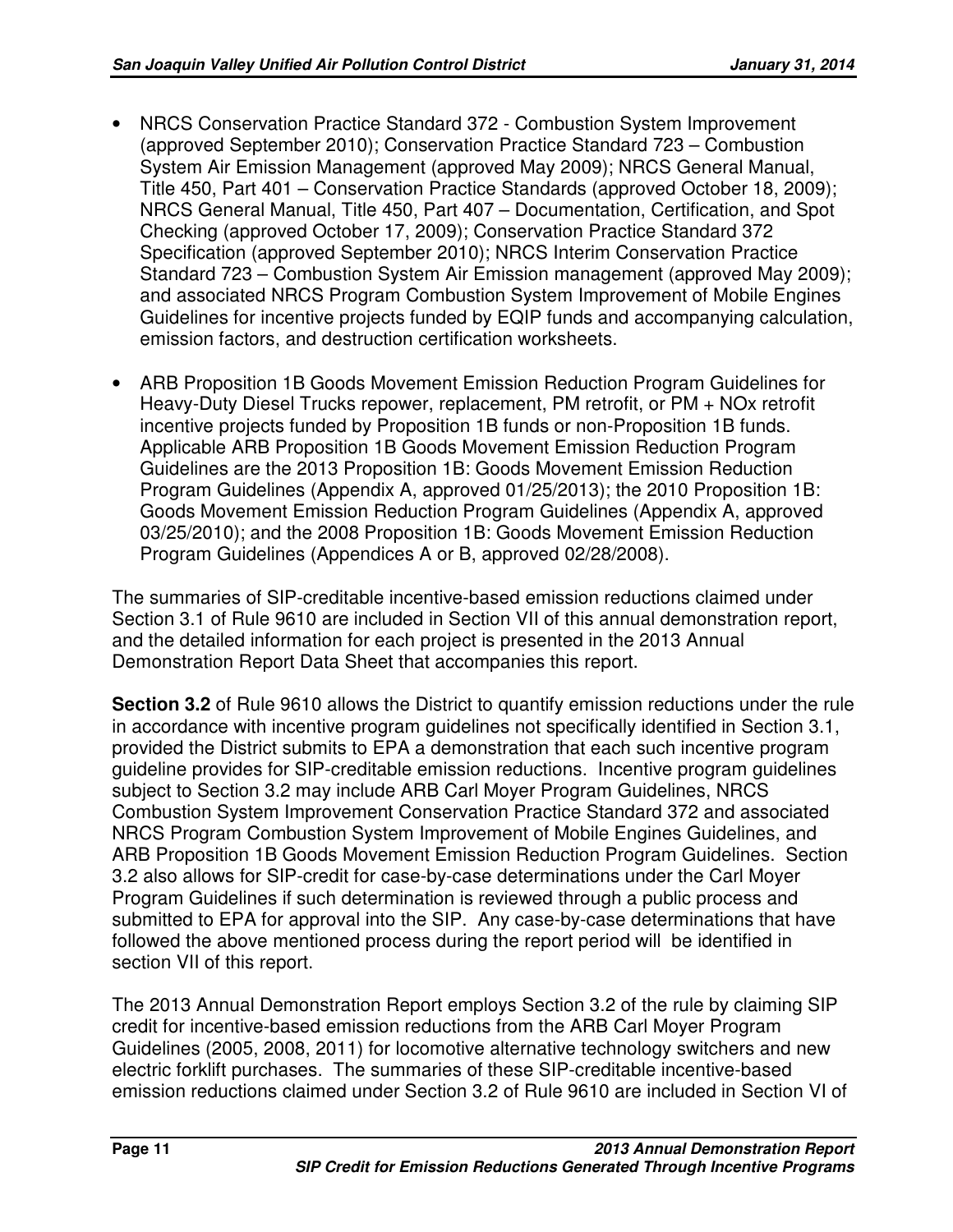- NRCS Conservation Practice Standard 372 - Combustion System Improvement (approved September 2010); Conservation Practice Standard 723 – Combustion System Air Emission Management (approved May 2009); NRCS General Manual, Title 450, Part 401 – Conservation Practice Standards (approved October 18, 2009); NRCS General Manual, Title 450, Part 407 – Documentation, Certification, and Spot Checking (approved October 17, 2009); Conservation Practice Standard 372 Specification (approved September 2010); NRCS Interim Conservation Practice Standard 723 – Combustion System Air Emission management (approved May 2009); and associated NRCS Program Combustion System Improvement of Mobile Engines Guidelines for incentive projects funded by EQIP funds and accompanying calculation, emission factors, and destruction certification worksheets.

- ARB Proposition 1B Goods Movement Emission Reduction Program Guidelines for Heavy-Duty Diesel Trucks repower, replacement, PM retrofit, or PM + NOx retrofit incentive projects funded by Proposition 1B funds or non-Proposition 1B funds. Applicable ARB Proposition 1B Goods Movement Emission Reduction Program Guidelines are the 2013 Proposition 1B: Goods Movement Emission Reduction Program Guidelines (Appendix A, approved 01/25/2013); the 2010 Proposition 1B: Goods Movement Emission Reduction Program Guidelines (Appendix A, approved 03/25/2010); and the 2008 Proposition 1B: Goods Movement Emission Reduction Program Guidelines (Appendices A or B, approved 02/28/2008).

The summaries of SIP-creditable incentive-based emission reductions claimed under Section 3.1 of Rule 9610 are included in Section VII of this annual demonstration report, and the detailed information for each project is presented in the 2013 Annual Demonstration Report Data Sheet that accompanies this report.

**Section 3.2** of Rule 9610 allows the District to quantify emission reductions under the rule in accordance with incentive program guidelines not specifically identified in Section 3.1, provided the District submits to EPA a demonstration that each such incentive program guideline provides for SIP-creditable emission reductions. Incentive program guidelines subject to Section 3.2 may include ARB Carl Moyer Program Guidelines, NRCS Combustion System Improvement Conservation Practice Standard 372 and associated NRCS Program Combustion System Improvement of Mobile Engines Guidelines, and ARB Proposition 1B Goods Movement Emission Reduction Program Guidelines. Section 3.2 also allows for SIP-credit for case-by-case determinations under the Carl Moyer Program Guidelines if such determination is reviewed through a public process and submitted to EPA for approval into the SIP. Any case-by-case determinations that have followed the above mentioned process during the report period will be identified in section VII of this report.

The 2013 Annual Demonstration Report employs Section 3.2 of the rule by claiming SIP credit for incentive-based emission reductions from the ARB Carl Moyer Program Guidelines (2005, 2008, 2011) for locomotive alternative technology switchers and new electric forklift purchases. The summaries of these SIP-creditable incentive-based emission reductions claimed under Section 3.2 of Rule 9610 are included in Section VI of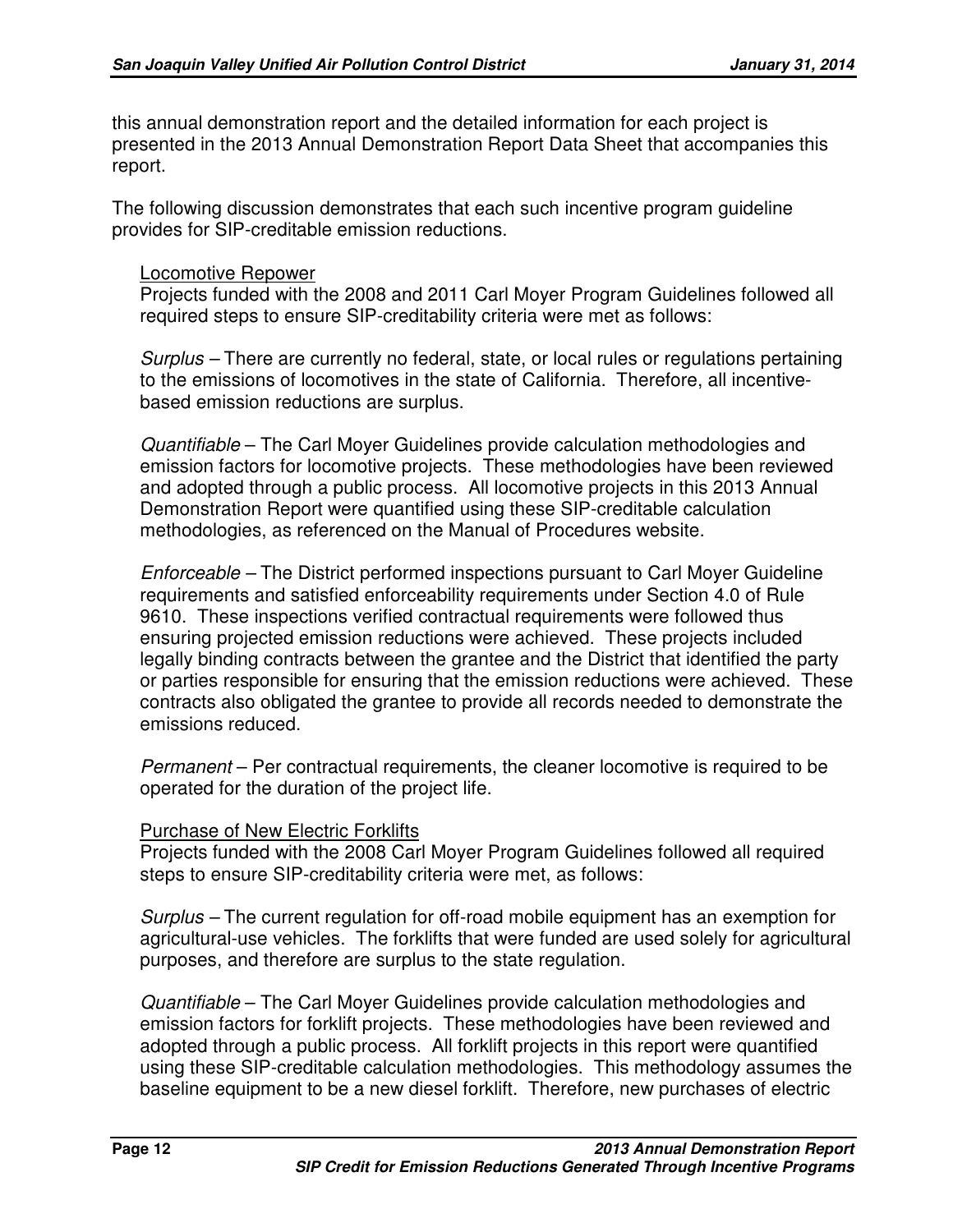this annual demonstration report and the detailed information for each project is presented in the 2013 Annual Demonstration Report Data Sheet that accompanies this report.

The following discussion demonstrates that each such incentive program guideline provides for SIP-creditable emission reductions.

<u>Locomotive Repower</u>

Projects funded with the 2008 and 2011 Carl Moyer Program Guidelines followed all required steps to ensure SIP-creditability criteria were met as follows:

*Surplus* – There are currently no federal, state, or local rules or regulations pertaining to the emissions of locomotives in the state of California. Therefore, all incentive-based emission reductions are surplus.

*Quantifiable* – The Carl Moyer Guidelines provide calculation methodologies and emission factors for locomotive projects. These methodologies have been reviewed and adopted through a public process. All locomotive projects in this 2013 Annual Demonstration Report were quantified using these SIP-creditable calculation methodologies, as referenced on the Manual of Procedures website.

*Enforceable* – The District performed inspections pursuant to Carl Moyer Guideline requirements and satisfied enforceability requirements under Section 4.0 of Rule 9610. These inspections verified contractual requirements were followed thus ensuring projected emission reductions were achieved. These projects included legally binding contracts between the grantee and the District that identified the party or parties responsible for ensuring that the emission reductions were achieved. These contracts also obligated the grantee to provide all records needed to demonstrate the emissions reduced.

*Permanent* – Per contractual requirements, the cleaner locomotive is required to be operated for the duration of the project life.

<u>Purchase of New Electric Forklifts</u>

Projects funded with the 2008 Carl Moyer Program Guidelines followed all required steps to ensure SIP-creditability criteria were met, as follows:

*Surplus* – The current regulation for off-road mobile equipment has an exemption for agricultural-use vehicles. The forklifts that were funded are used solely for agricultural purposes, and therefore are surplus to the state regulation.

*Quantifiable* – The Carl Moyer Guidelines provide calculation methodologies and emission factors for forklift projects. These methodologies have been reviewed and adopted through a public process. All forklift projects in this report were quantified using these SIP-creditable calculation methodologies. This methodology assumes the baseline equipment to be a new diesel forklift. Therefore, new purchases of electric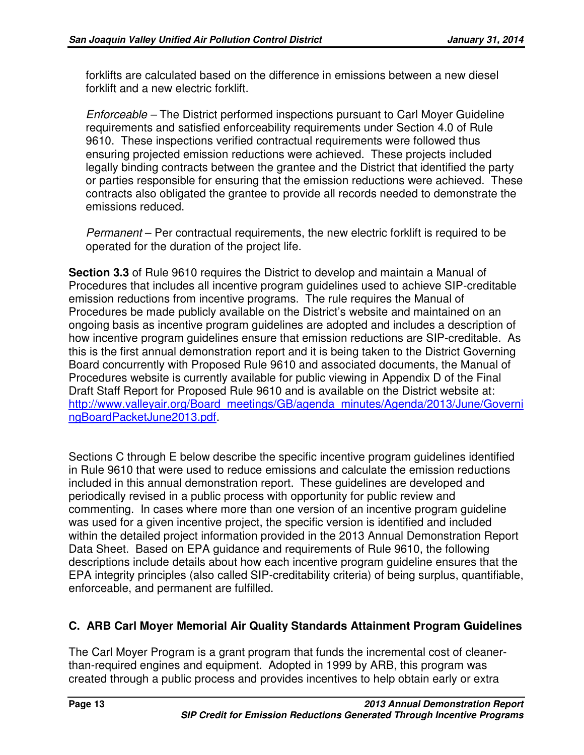forklifts are calculated based on the difference in emissions between a new diesel forklift and a new electric forklift.

*Enforceable* – The District performed inspections pursuant to Carl Moyer Guideline requirements and satisfied enforceability requirements under Section 4.0 of Rule 9610. These inspections verified contractual requirements were followed thus ensuring projected emission reductions were achieved. These projects included legally binding contracts between the grantee and the District that identified the party or parties responsible for ensuring that the emission reductions were achieved. These contracts also obligated the grantee to provide all records needed to demonstrate the emissions reduced.

*Permanent* – Per contractual requirements, the new electric forklift is required to be operated for the duration of the project life.

**Section 3.3** of Rule 9610 requires the District to develop and maintain a Manual of Procedures that includes all incentive program guidelines used to achieve SIP-creditable emission reductions from incentive programs. The rule requires the Manual of Procedures be made publicly available on the District's website and maintained on an ongoing basis as incentive program guidelines are adopted and includes a description of how incentive program guidelines ensure that emission reductions are SIP-creditable. As this is the first annual demonstration report and it is being taken to the District Governing Board concurrently with Proposed Rule 9610 and associated documents, the Manual of Procedures website is currently available for public viewing in Appendix D of the Final Draft Staff Report for Proposed Rule 9610 and is available on the District website at: http://www.valleyair.org/Board_meetings/GB/agenda_minutes/Agenda/2013/June/GoverningBoardPacketJune2013.pdf.

Sections C through E below describe the specific incentive program guidelines identified in Rule 9610 that were used to reduce emissions and calculate the emission reductions included in this annual demonstration report. These guidelines are developed and periodically revised in a public process with opportunity for public review and commenting. In cases where more than one version of an incentive program guideline was used for a given incentive project, the specific version is identified and included within the detailed project information provided in the 2013 Annual Demonstration Report Data Sheet. Based on EPA guidance and requirements of Rule 9610, the following descriptions include details about how each incentive program guideline ensures that the EPA integrity principles (also called SIP-creditability criteria) of being surplus, quantifiable, enforceable, and permanent are fulfilled.

## C. ARB Carl Moyer Memorial Air Quality Standards Attainment Program Guidelines

The Carl Moyer Program is a grant program that funds the incremental cost of cleaner-than-required engines and equipment. Adopted in 1999 by ARB, this program was created through a public process and provides incentives to help obtain early or extra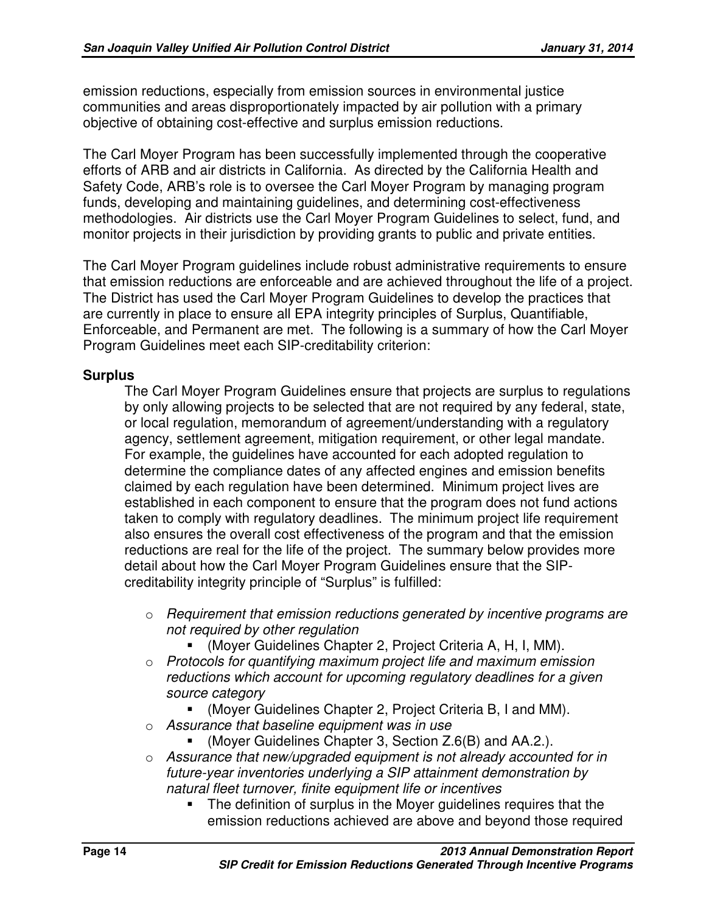emission reductions, especially from emission sources in environmental justice communities and areas disproportionately impacted by air pollution with a primary objective of obtaining cost-effective and surplus emission reductions.

The Carl Moyer Program has been successfully implemented through the cooperative efforts of ARB and air districts in California. As directed by the California Health and Safety Code, ARB's role is to oversee the Carl Moyer Program by managing program funds, developing and maintaining guidelines, and determining cost-effectiveness methodologies. Air districts use the Carl Moyer Program Guidelines to select, fund, and monitor projects in their jurisdiction by providing grants to public and private entities.

The Carl Moyer Program guidelines include robust administrative requirements to ensure that emission reductions are enforceable and are achieved throughout the life of a project. The District has used the Carl Moyer Program Guidelines to develop the practices that are currently in place to ensure all EPA integrity principles of Surplus, Quantifiable, Enforceable, and Permanent are met. The following is a summary of how the Carl Moyer Program Guidelines meet each SIP-creditability criterion:

**Surplus**

The Carl Moyer Program Guidelines ensure that projects are surplus to regulations by only allowing projects to be selected that are not required by any federal, state, or local regulation, memorandum of agreement/understanding with a regulatory agency, settlement agreement, mitigation requirement, or other legal mandate. For example, the guidelines have accounted for each adopted regulation to determine the compliance dates of any affected engines and emission benefits claimed by each regulation have been determined. Minimum project lives are established in each component to ensure that the program does not fund actions taken to comply with regulatory deadlines. The minimum project life requirement also ensures the overall cost effectiveness of the program and that the emission reductions are real for the life of the project. The summary below provides more detail about how the Carl Moyer Program Guidelines ensure that the SIP-creditability integrity principle of "Surplus" is fulfilled:

- *Requirement that emission reductions generated by incentive programs are not required by other regulation*
  - (Moyer Guidelines Chapter 2, Project Criteria A, H, I, MM).
- *Protocols for quantifying maximum project life and maximum emission reductions which account for upcoming regulatory deadlines for a given source category*
  - (Moyer Guidelines Chapter 2, Project Criteria B, I and MM).
- *Assurance that baseline equipment was in use*
  - (Moyer Guidelines Chapter 3, Section Z.6(B) and AA.2.).
- *Assurance that new/upgraded equipment is not already accounted for in future-year inventories underlying a SIP attainment demonstration by natural fleet turnover, finite equipment life or incentives*
  - The definition of surplus in the Moyer guidelines requires that the emission reductions achieved are above and beyond those required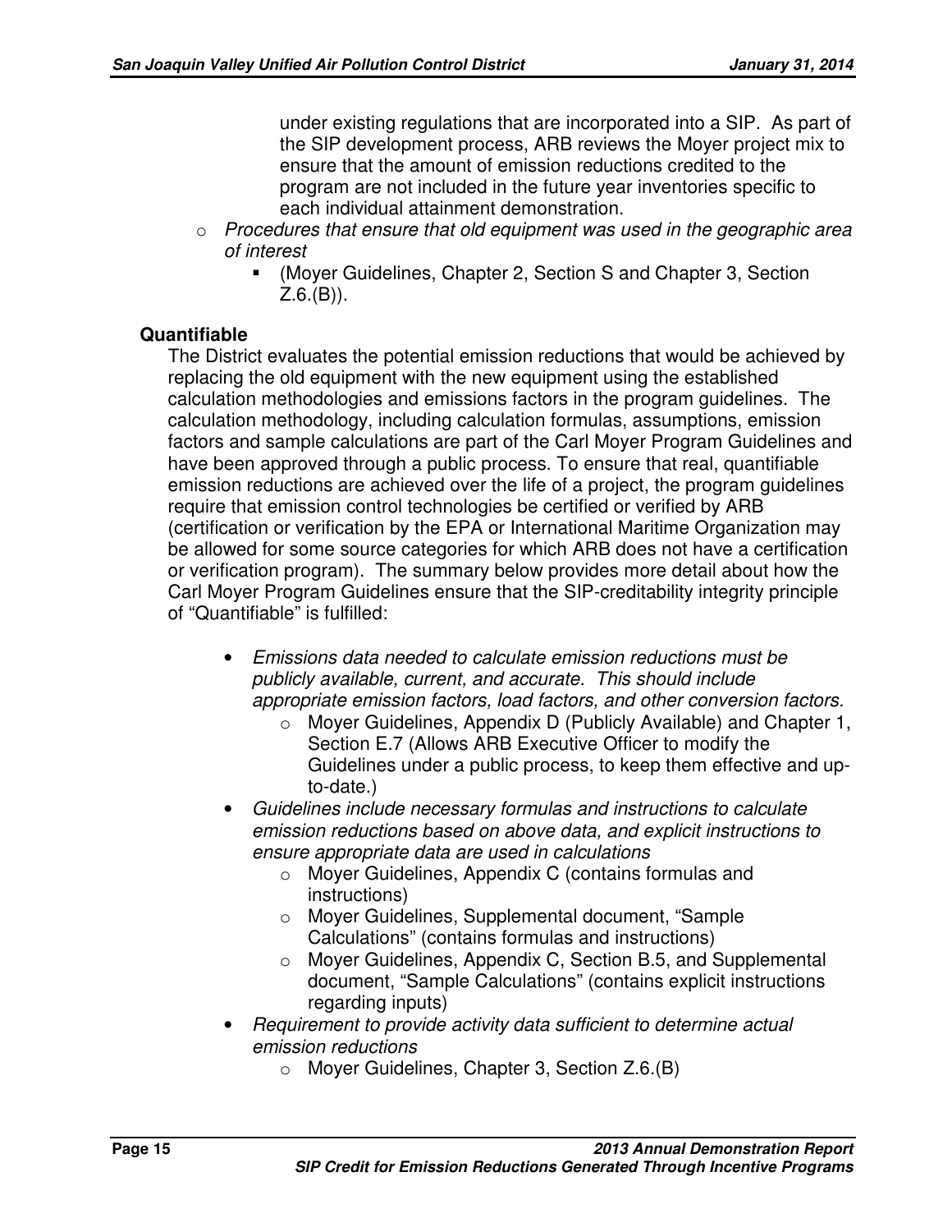under existing regulations that are incorporated into a SIP. As part of the SIP development process, ARB reviews the Moyer project mix to ensure that the amount of emission reductions credited to the program are not included in the future year inventories specific to each individual attainment demonstration.

- *Procedures that ensure that old equipment was used in the geographic area of interest*
  - (Moyer Guidelines, Chapter 2, Section S and Chapter 3, Section Z.6.(B)).

**Quantifiable**

The District evaluates the potential emission reductions that would be achieved by replacing the old equipment with the new equipment using the established calculation methodologies and emissions factors in the program guidelines. The calculation methodology, including calculation formulas, assumptions, emission factors and sample calculations are part of the Carl Moyer Program Guidelines and have been approved through a public process. To ensure that real, quantifiable emission reductions are achieved over the life of a project, the program guidelines require that emission control technologies be certified or verified by ARB (certification or verification by the EPA or International Maritime Organization may be allowed for some source categories for which ARB does not have a certification or verification program). The summary below provides more detail about how the Carl Moyer Program Guidelines ensure that the SIP-creditability integrity principle of "Quantifiable" is fulfilled:

- *Emissions data needed to calculate emission reductions must be publicly available, current, and accurate. This should include appropriate emission factors, load factors, and other conversion factors.*
  - Moyer Guidelines, Appendix D (Publicly Available) and Chapter 1, Section E.7 (Allows ARB Executive Officer to modify the Guidelines under a public process, to keep them effective and up-to-date.)
- *Guidelines include necessary formulas and instructions to calculate emission reductions based on above data, and explicit instructions to ensure appropriate data are used in calculations*
  - Moyer Guidelines, Appendix C (contains formulas and instructions)
  - Moyer Guidelines, Supplemental document, "Sample Calculations" (contains formulas and instructions)
  - Moyer Guidelines, Appendix C, Section B.5, and Supplemental document, "Sample Calculations" (contains explicit instructions regarding inputs)
- *Requirement to provide activity data sufficient to determine actual emission reductions*
  - Moyer Guidelines, Chapter 3, Section Z.6.(B)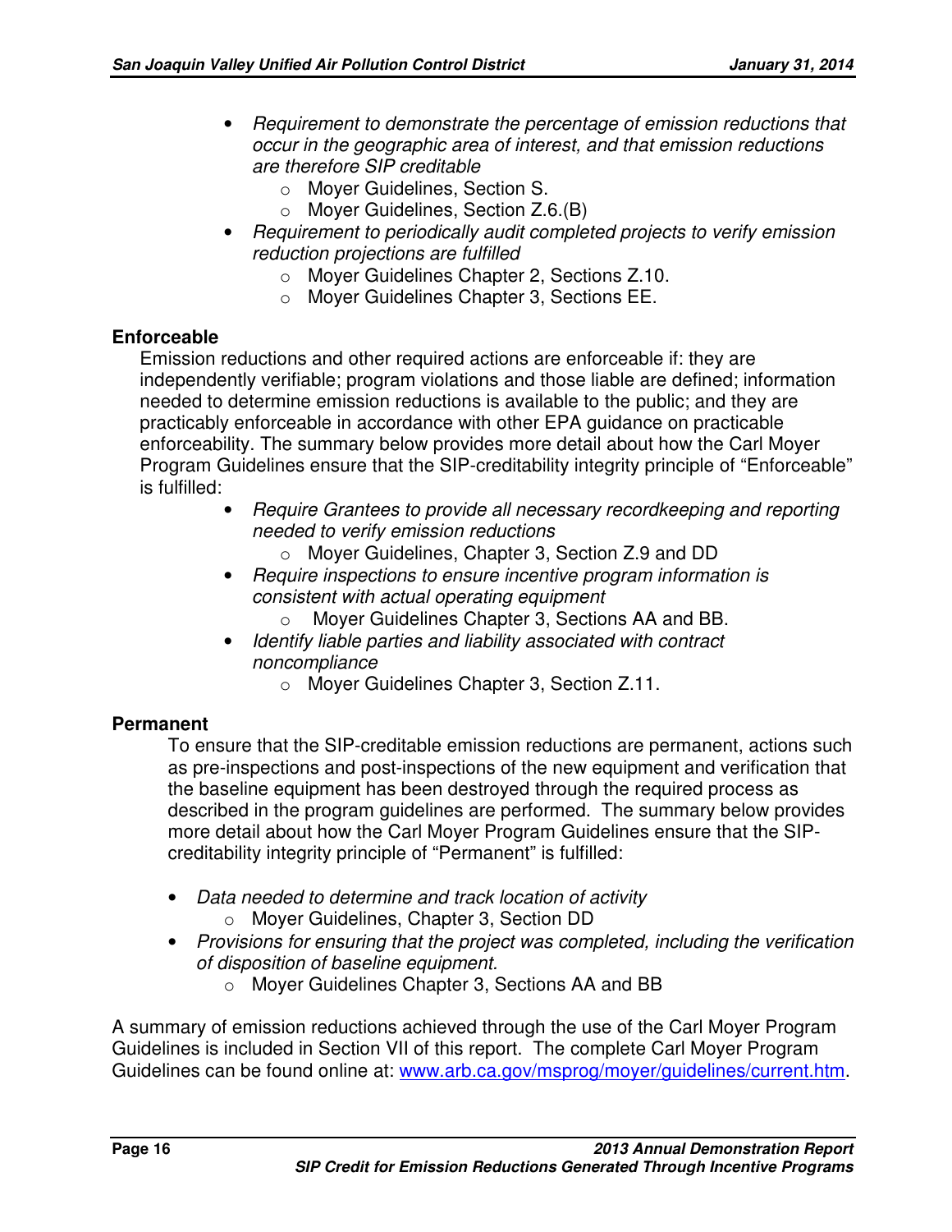- *Requirement to demonstrate the percentage of emission reductions that occur in the geographic area of interest, and that emission reductions are therefore SIP creditable*
    - Moyer Guidelines, Section S.
    - Moyer Guidelines, Section Z.6.(B)
- *Requirement to periodically audit completed projects to verify emission reduction projections are fulfilled*
    - Moyer Guidelines Chapter 2, Sections Z.10.
    - Moyer Guidelines Chapter 3, Sections EE.

**Enforceable**

Emission reductions and other required actions are enforceable if: they are independently verifiable; program violations and those liable are defined; information needed to determine emission reductions is available to the public; and they are practicably enforceable in accordance with other EPA guidance on practicable enforceability. The summary below provides more detail about how the Carl Moyer Program Guidelines ensure that the SIP-creditability integrity principle of "Enforceable" is fulfilled:

- *Require Grantees to provide all necessary recordkeeping and reporting needed to verify emission reductions*
    - Moyer Guidelines, Chapter 3, Section Z.9 and DD
- *Require inspections to ensure incentive program information is consistent with actual operating equipment*
    - Moyer Guidelines Chapter 3, Sections AA and BB.
- *Identify liable parties and liability associated with contract noncompliance*
    - Moyer Guidelines Chapter 3, Section Z.11.

**Permanent**

To ensure that the SIP-creditable emission reductions are permanent, actions such as pre-inspections and post-inspections of the new equipment and verification that the baseline equipment has been destroyed through the required process as described in the program guidelines are performed. The summary below provides more detail about how the Carl Moyer Program Guidelines ensure that the SIP-creditability integrity principle of "Permanent" is fulfilled:

- *Data needed to determine and track location of activity*
    - Moyer Guidelines, Chapter 3, Section DD
- *Provisions for ensuring that the project was completed, including the verification of disposition of baseline equipment.*
    - Moyer Guidelines Chapter 3, Sections AA and BB

A summary of emission reductions achieved through the use of the Carl Moyer Program Guidelines is included in Section VII of this report. The complete Carl Moyer Program Guidelines can be found online at: [www.arb.ca.gov/msprog/moyer/guidelines/current.htm](http://www.arb.ca.gov/msprog/moyer/guidelines/current.htm).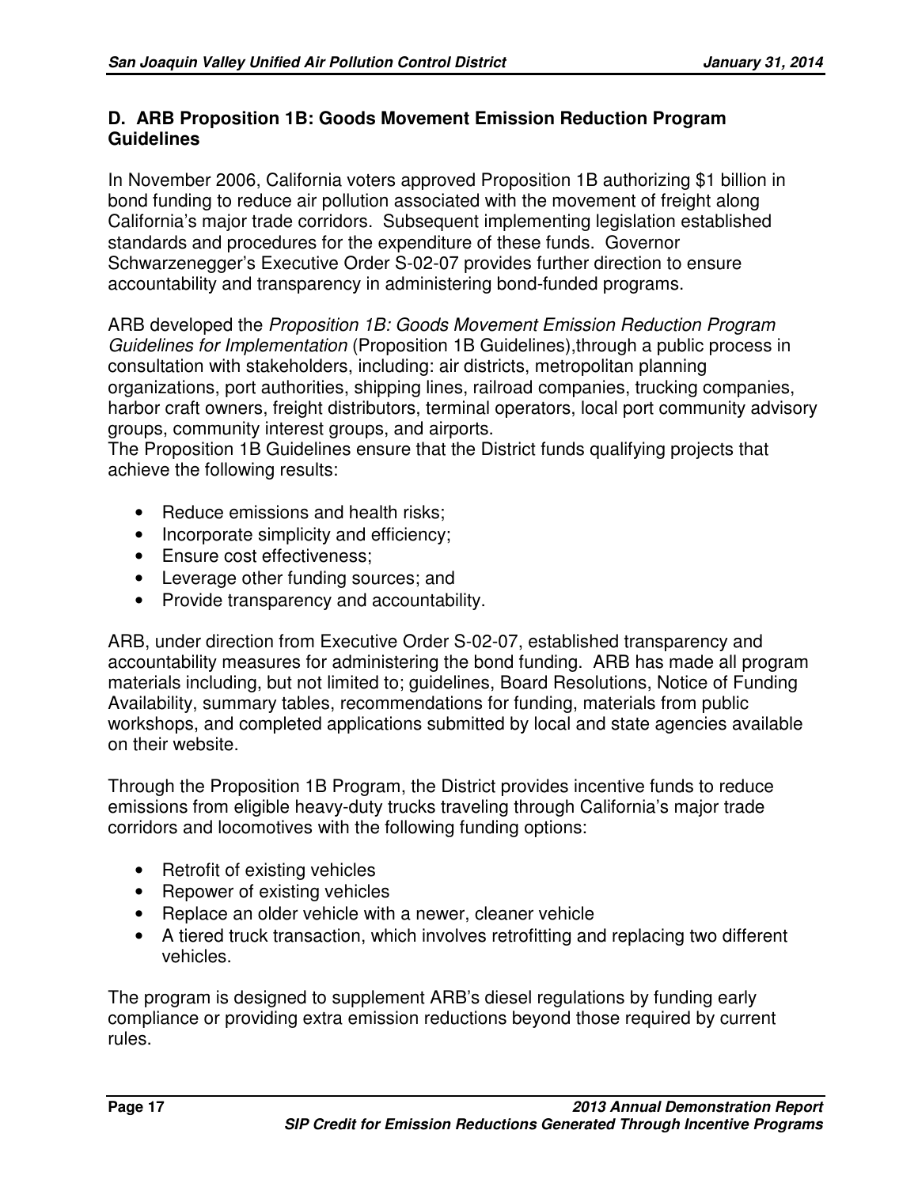## D. ARB Proposition 1B: Goods Movement Emission Reduction Program Guidelines

In November 2006, California voters approved Proposition 1B authorizing $1 billion in bond funding to reduce air pollution associated with the movement of freight along California's major trade corridors. Subsequent implementing legislation established standards and procedures for the expenditure of these funds. Governor Schwarzenegger's Executive Order S-02-07 provides further direction to ensure accountability and transparency in administering bond-funded programs.

ARB developed the *Proposition 1B: Goods Movement Emission Reduction Program Guidelines for Implementation* (Proposition 1B Guidelines),through a public process in consultation with stakeholders, including: air districts, metropolitan planning organizations, port authorities, shipping lines, railroad companies, trucking companies, harbor craft owners, freight distributors, terminal operators, local port community advisory groups, community interest groups, and airports.
The Proposition 1B Guidelines ensure that the District funds qualifying projects that achieve the following results:

- Reduce emissions and health risks;
- Incorporate simplicity and efficiency;
- Ensure cost effectiveness;
- Leverage other funding sources; and
- Provide transparency and accountability.

ARB, under direction from Executive Order S-02-07, established transparency and accountability measures for administering the bond funding. ARB has made all program materials including, but not limited to; guidelines, Board Resolutions, Notice of Funding Availability, summary tables, recommendations for funding, materials from public workshops, and completed applications submitted by local and state agencies available on their website.

Through the Proposition 1B Program, the District provides incentive funds to reduce emissions from eligible heavy-duty trucks traveling through California's major trade corridors and locomotives with the following funding options:

- Retrofit of existing vehicles
- Repower of existing vehicles
- Replace an older vehicle with a newer, cleaner vehicle
- A tiered truck transaction, which involves retrofitting and replacing two different vehicles.

The program is designed to supplement ARB's diesel regulations by funding early compliance or providing extra emission reductions beyond those required by current rules.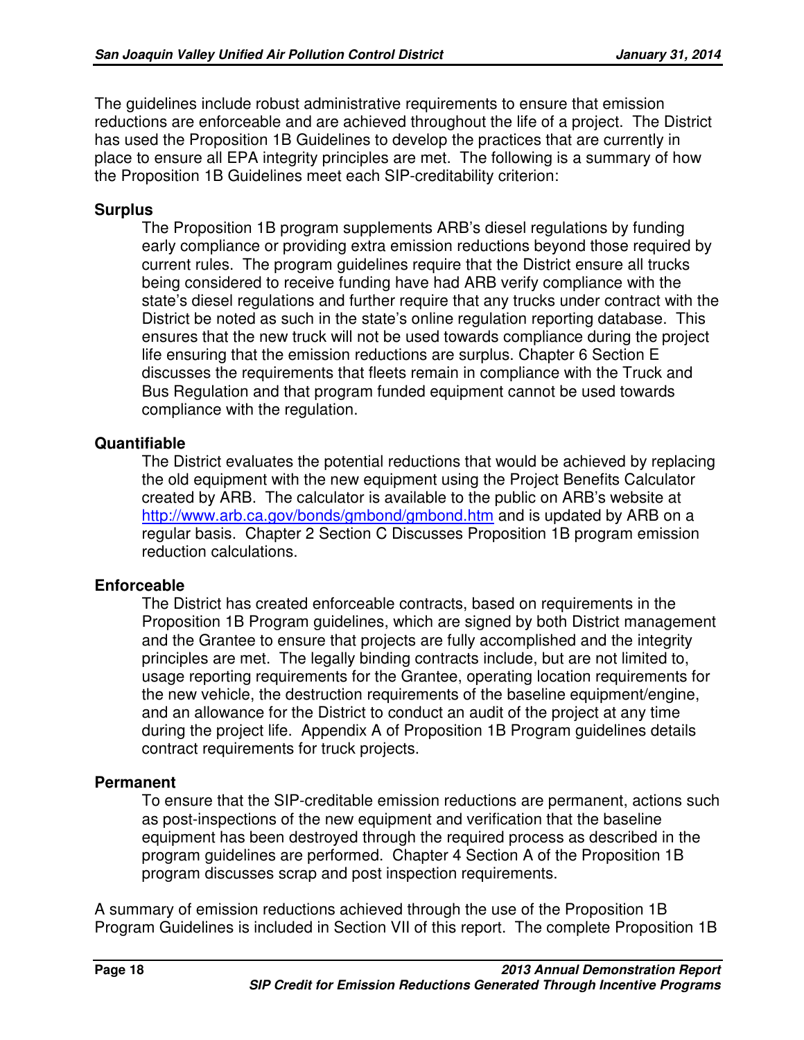The guidelines include robust administrative requirements to ensure that emission reductions are enforceable and are achieved throughout the life of a project. The District has used the Proposition 1B Guidelines to develop the practices that are currently in place to ensure all EPA integrity principles are met. The following is a summary of how the Proposition 1B Guidelines meet each SIP-creditability criterion:

**Surplus**

The Proposition 1B program supplements ARB's diesel regulations by funding early compliance or providing extra emission reductions beyond those required by current rules. The program guidelines require that the District ensure all trucks being considered to receive funding have had ARB verify compliance with the state's diesel regulations and further require that any trucks under contract with the District be noted as such in the state's online regulation reporting database. This ensures that the new truck will not be used towards compliance during the project life ensuring that the emission reductions are surplus. Chapter 6 Section E discusses the requirements that fleets remain in compliance with the Truck and Bus Regulation and that program funded equipment cannot be used towards compliance with the regulation.

**Quantifiable**

The District evaluates the potential reductions that would be achieved by replacing the old equipment with the new equipment using the Project Benefits Calculator created by ARB. The calculator is available to the public on ARB's website at http://www.arb.ca.gov/bonds/gmbond/gmbond.htm and is updated by ARB on a regular basis. Chapter 2 Section C Discusses Proposition 1B program emission reduction calculations.

**Enforceable**

The District has created enforceable contracts, based on requirements in the Proposition 1B Program guidelines, which are signed by both District management and the Grantee to ensure that projects are fully accomplished and the integrity principles are met. The legally binding contracts include, but are not limited to, usage reporting requirements for the Grantee, operating location requirements for the new vehicle, the destruction requirements of the baseline equipment/engine, and an allowance for the District to conduct an audit of the project at any time during the project life. Appendix A of Proposition 1B Program guidelines details contract requirements for truck projects.

**Permanent**

To ensure that the SIP-creditable emission reductions are permanent, actions such as post-inspections of the new equipment and verification that the baseline equipment has been destroyed through the required process as described in the program guidelines are performed. Chapter 4 Section A of the Proposition 1B program discusses scrap and post inspection requirements.

A summary of emission reductions achieved through the use of the Proposition 1B Program Guidelines is included in Section VII of this report. The complete Proposition 1B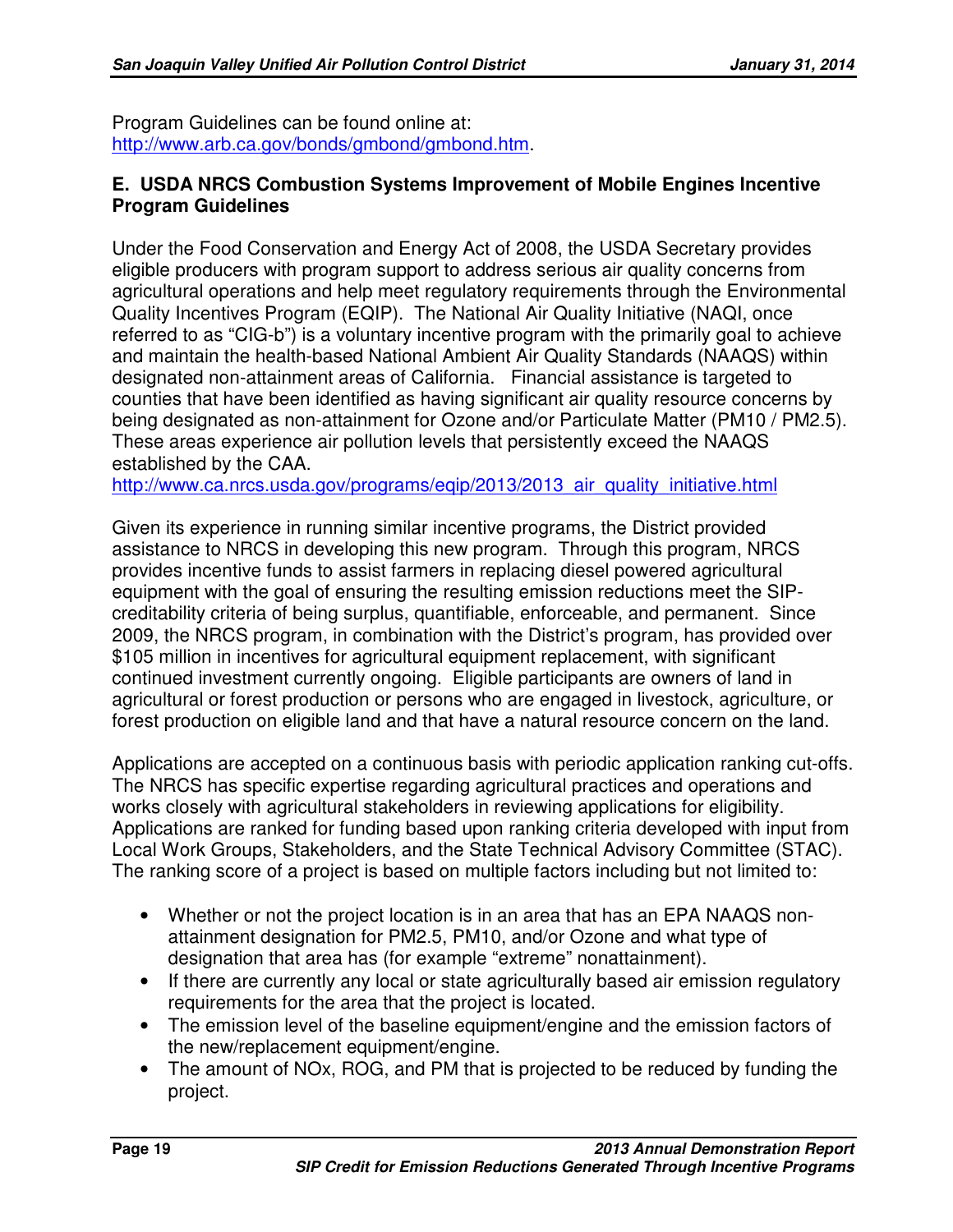Program Guidelines can be found online at:
http://www.arb.ca.gov/bonds/gmbond/gmbond.htm.

### E. USDA NRCS Combustion Systems Improvement of Mobile Engines Incentive Program Guidelines

Under the Food Conservation and Energy Act of 2008, the USDA Secretary provides eligible producers with program support to address serious air quality concerns from agricultural operations and help meet regulatory requirements through the Environmental Quality Incentives Program (EQIP). The National Air Quality Initiative (NAQI, once referred to as "CIG-b") is a voluntary incentive program with the primarily goal to achieve and maintain the health-based National Ambient Air Quality Standards (NAAQS) within designated non-attainment areas of California. Financial assistance is targeted to counties that have been identified as having significant air quality resource concerns by being designated as non-attainment for Ozone and/or Particulate Matter (PM10 / PM2.5). These areas experience air pollution levels that persistently exceed the NAAQS established by the CAA.
http://www.ca.nrcs.usda.gov/programs/eqip/2013/2013_air_quality_initiative.html

Given its experience in running similar incentive programs, the District provided assistance to NRCS in developing this new program. Through this program, NRCS provides incentive funds to assist farmers in replacing diesel powered agricultural equipment with the goal of ensuring the resulting emission reductions meet the SIP-creditability criteria of being surplus, quantifiable, enforceable, and permanent. Since 2009, the NRCS program, in combination with the District's program, has provided over $105 million in incentives for agricultural equipment replacement, with significant continued investment currently ongoing. Eligible participants are owners of land in agricultural or forest production or persons who are engaged in livestock, agriculture, or forest production on eligible land and that have a natural resource concern on the land.

Applications are accepted on a continuous basis with periodic application ranking cut-offs. The NRCS has specific expertise regarding agricultural practices and operations and works closely with agricultural stakeholders in reviewing applications for eligibility. Applications are ranked for funding based upon ranking criteria developed with input from Local Work Groups, Stakeholders, and the State Technical Advisory Committee (STAC). The ranking score of a project is based on multiple factors including but not limited to:

- Whether or not the project location is in an area that has an EPA NAAQS non-attainment designation for PM2.5, PM10, and/or Ozone and what type of designation that area has (for example "extreme" nonattainment).
- If there are currently any local or state agriculturally based air emission regulatory requirements for the area that the project is located.
- The emission level of the baseline equipment/engine and the emission factors of the new/replacement equipment/engine.
- The amount of NOx, ROG, and PM that is projected to be reduced by funding the project.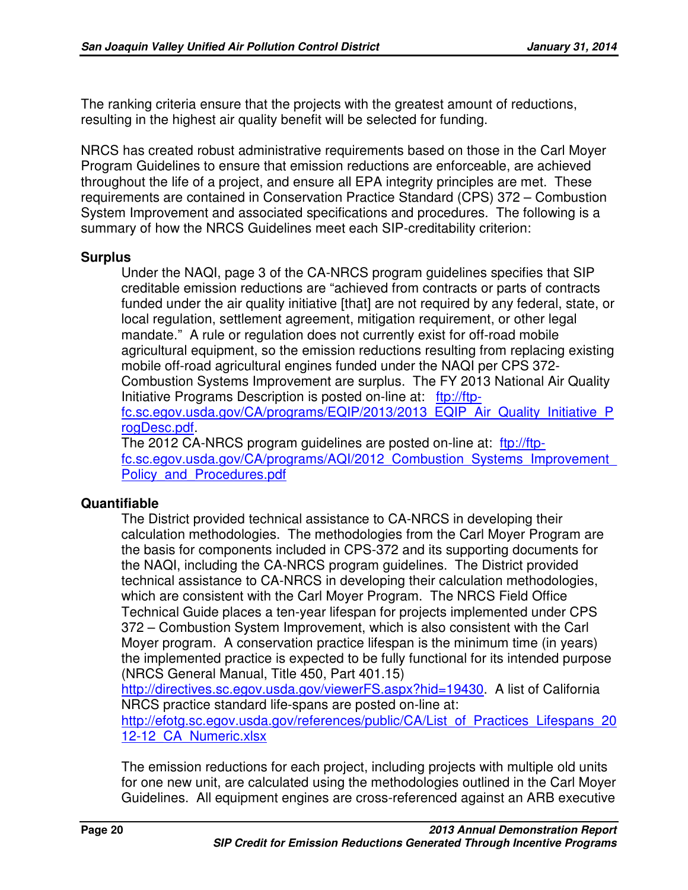The ranking criteria ensure that the projects with the greatest amount of reductions, resulting in the highest air quality benefit will be selected for funding.

NRCS has created robust administrative requirements based on those in the Carl Moyer Program Guidelines to ensure that emission reductions are enforceable, are achieved throughout the life of a project, and ensure all EPA integrity principles are met. These requirements are contained in Conservation Practice Standard (CPS) 372 – Combustion System Improvement and associated specifications and procedures. The following is a summary of how the NRCS Guidelines meet each SIP-creditability criterion:

**Surplus**

Under the NAQI, page 3 of the CA-NRCS program guidelines specifies that SIP creditable emission reductions are "achieved from contracts or parts of contracts funded under the air quality initiative [that] are not required by any federal, state, or local regulation, settlement agreement, mitigation requirement, or other legal mandate." A rule or regulation does not currently exist for off-road mobile agricultural equipment, so the emission reductions resulting from replacing existing mobile off-road agricultural engines funded under the NAQI per CPS 372-Combustion Systems Improvement are surplus. The FY 2013 National Air Quality Initiative Programs Description is posted on-line at: ftp://ftp-fc.sc.egov.usda.gov/CA/programs/EQIP/2013/2013_EQIP_Air_Quality_Initiative_ProgDesc.pdf.

The 2012 CA-NRCS program guidelines are posted on-line at: ftp://ftp-fc.sc.egov.usda.gov/CA/programs/AQI/2012_Combustion_Systems_Improvement_Policy_and_Procedures.pdf

**Quantifiable**

The District provided technical assistance to CA-NRCS in developing their calculation methodologies. The methodologies from the Carl Moyer Program are the basis for components included in CPS-372 and its supporting documents for the NAQI, including the CA-NRCS program guidelines. The District provided technical assistance to CA-NRCS in developing their calculation methodologies, which are consistent with the Carl Moyer Program. The NRCS Field Office Technical Guide places a ten-year lifespan for projects implemented under CPS 372 – Combustion System Improvement, which is also consistent with the Carl Moyer program. A conservation practice lifespan is the minimum time (in years) the implemented practice is expected to be fully functional for its intended purpose (NRCS General Manual, Title 450, Part 401.15) http://directives.sc.egov.usda.gov/viewerFS.aspx?hid=19430. A list of California NRCS practice standard life-spans are posted on-line at: http://efotg.sc.egov.usda.gov/references/public/CA/List_of_Practices_Lifespans_2012-12_CA_Numeric.xlsx

The emission reductions for each project, including projects with multiple old units for one new unit, are calculated using the methodologies outlined in the Carl Moyer Guidelines. All equipment engines are cross-referenced against an ARB executive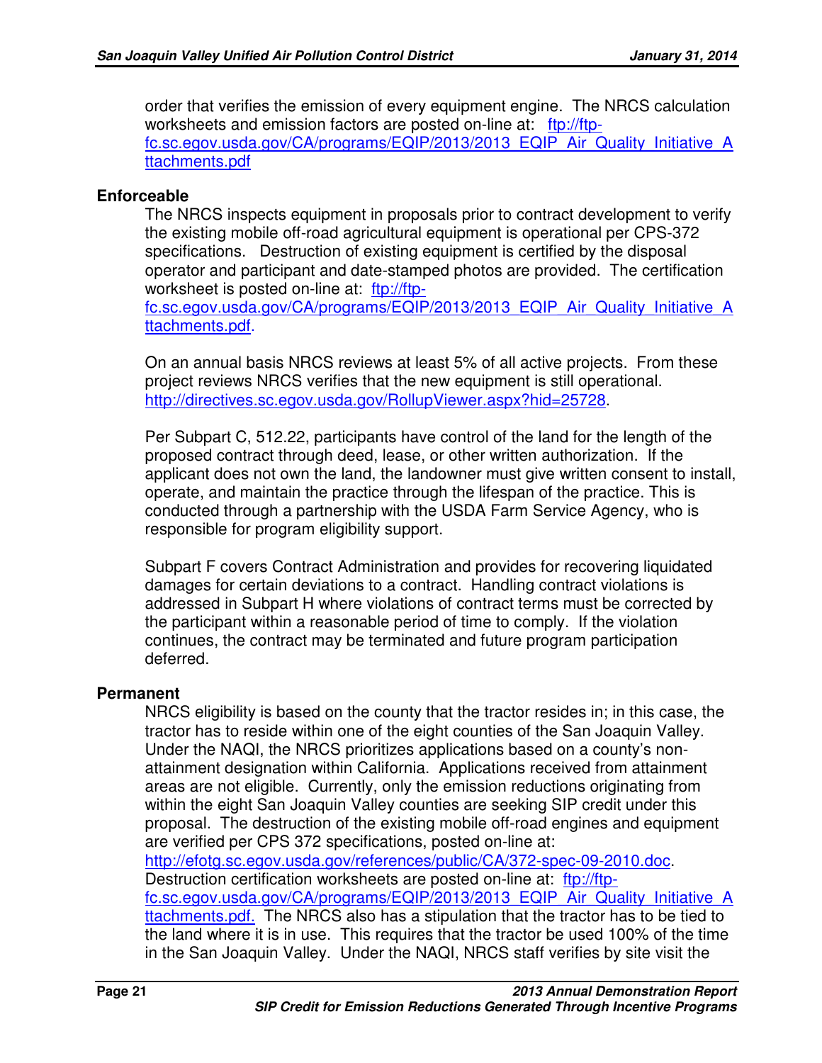order that verifies the emission of every equipment engine. The NRCS calculation worksheets and emission factors are posted on-line at: [ftp://ftp-fc.sc.egov.usda.gov/CA/programs/EQIP/2013/2013_EQIP_Air_Quality_Initiative_Attachments.pdf](ftp://ftp-fc.sc.egov.usda.gov/CA/programs/EQIP/2013/2013_EQIP_Air_Quality_Initiative_Attachments.pdf)

**Enforceable**

The NRCS inspects equipment in proposals prior to contract development to verify the existing mobile off-road agricultural equipment is operational per CPS-372 specifications. Destruction of existing equipment is certified by the disposal operator and participant and date-stamped photos are provided. The certification worksheet is posted on-line at: [ftp://ftp-fc.sc.egov.usda.gov/CA/programs/EQIP/2013/2013_EQIP_Air_Quality_Initiative_Attachments.pdf](ftp://ftp-fc.sc.egov.usda.gov/CA/programs/EQIP/2013/2013_EQIP_Air_Quality_Initiative_Attachments.pdf).

On an annual basis NRCS reviews at least 5% of all active projects. From these project reviews NRCS verifies that the new equipment is still operational. [http://directives.sc.egov.usda.gov/RollupViewer.aspx?hid=25728](http://directives.sc.egov.usda.gov/RollupViewer.aspx?hid=25728).

Per Subpart C, 512.22, participants have control of the land for the length of the proposed contract through deed, lease, or other written authorization. If the applicant does not own the land, the landowner must give written consent to install, operate, and maintain the practice through the lifespan of the practice. This is conducted through a partnership with the USDA Farm Service Agency, who is responsible for program eligibility support.

Subpart F covers Contract Administration and provides for recovering liquidated damages for certain deviations to a contract. Handling contract violations is addressed in Subpart H where violations of contract terms must be corrected by the participant within a reasonable period of time to comply. If the violation continues, the contract may be terminated and future program participation deferred.

**Permanent**

NRCS eligibility is based on the county that the tractor resides in; in this case, the tractor has to reside within one of the eight counties of the San Joaquin Valley. Under the NAQI, the NRCS prioritizes applications based on a county's non-attainment designation within California. Applications received from attainment areas are not eligible. Currently, only the emission reductions originating from within the eight San Joaquin Valley counties are seeking SIP credit under this proposal. The destruction of the existing mobile off-road engines and equipment are verified per CPS 372 specifications, posted on-line at: [http://efotg.sc.egov.usda.gov/references/public/CA/372-spec-09-2010.doc](http://efotg.sc.egov.usda.gov/references/public/CA/372-spec-09-2010.doc). Destruction certification worksheets are posted on-line at: [ftp://ftp-fc.sc.egov.usda.gov/CA/programs/EQIP/2013/2013_EQIP_Air_Quality_Initiative_Attachments.pdf.](ftp://ftp-fc.sc.egov.usda.gov/CA/programs/EQIP/2013/2013_EQIP_Air_Quality_Initiative_Attachments.pdf) The NRCS also has a stipulation that the tractor has to be tied to the land where it is in use. This requires that the tractor be used 100% of the time in the San Joaquin Valley. Under the NAQI, NRCS staff verifies by site visit the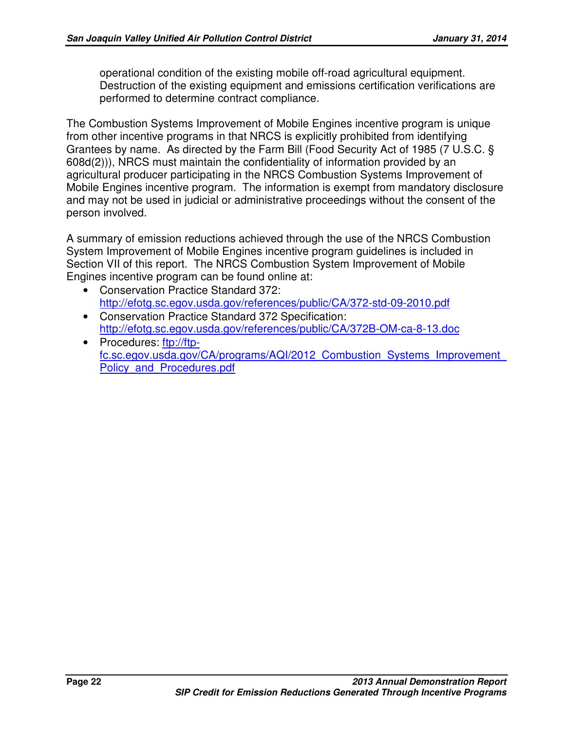operational condition of the existing mobile off-road agricultural equipment. Destruction of the existing equipment and emissions certification verifications are performed to determine contract compliance.

The Combustion Systems Improvement of Mobile Engines incentive program is unique from other incentive programs in that NRCS is explicitly prohibited from identifying Grantees by name. As directed by the Farm Bill (Food Security Act of 1985 (7 U.S.C. § 608d(2))), NRCS must maintain the confidentiality of information provided by an agricultural producer participating in the NRCS Combustion Systems Improvement of Mobile Engines incentive program. The information is exempt from mandatory disclosure and may not be used in judicial or administrative proceedings without the consent of the person involved.

A summary of emission reductions achieved through the use of the NRCS Combustion System Improvement of Mobile Engines incentive program guidelines is included in Section VII of this report. The NRCS Combustion System Improvement of Mobile Engines incentive program can be found online at:

- Conservation Practice Standard 372: http://efotg.sc.egov.usda.gov/references/public/CA/372-std-09-2010.pdf
- Conservation Practice Standard 372 Specification: http://efotg.sc.egov.usda.gov/references/public/CA/372B-OM-ca-8-13.doc
- Procedures: ftp://ftp-fc.sc.egov.usda.gov/CA/programs/AQI/2012_Combustion_Systems_Improvement_Policy_and_Procedures.pdf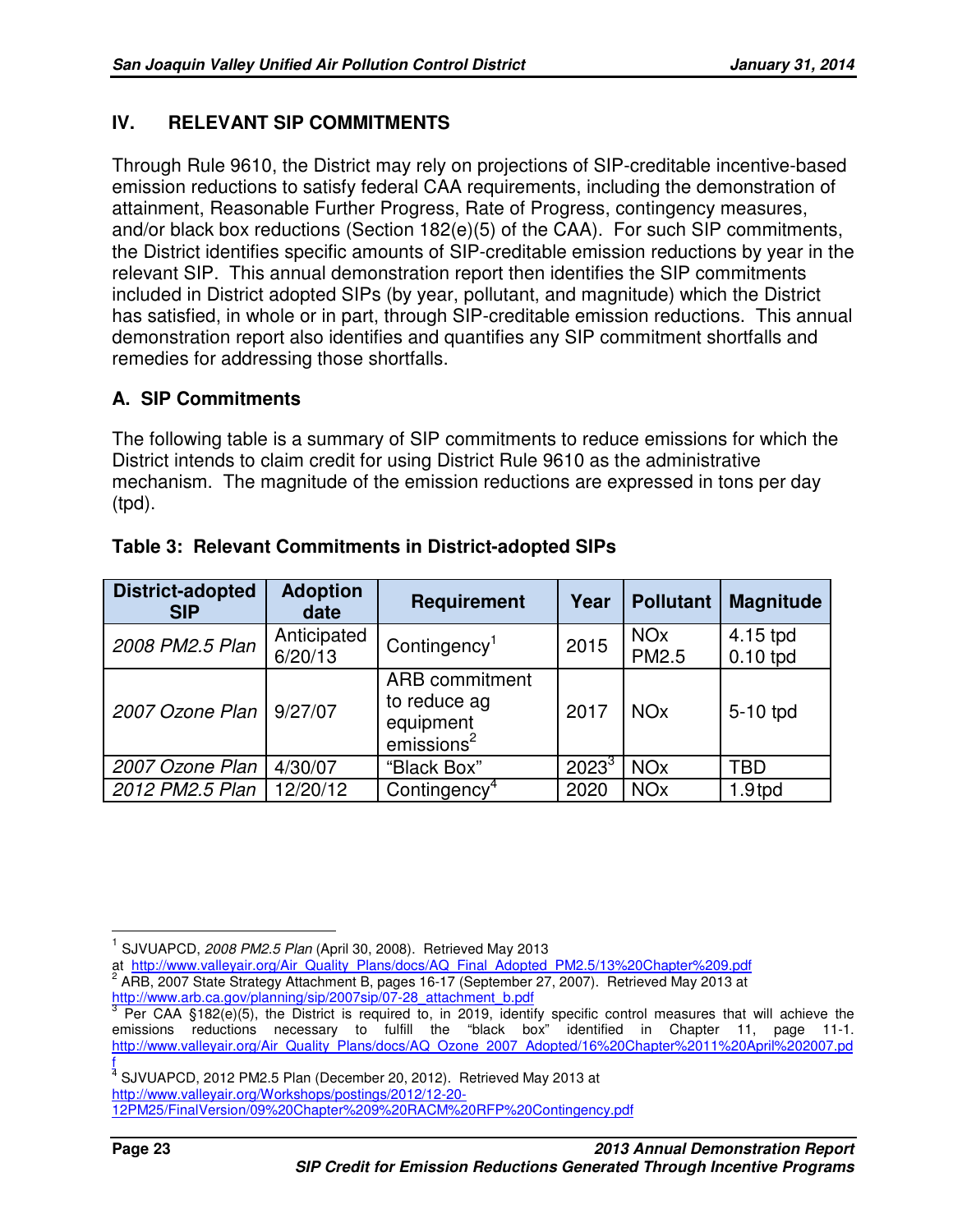## IV. RELEVANT SIP COMMITMENTS

Through Rule 9610, the District may rely on projections of SIP-creditable incentive-based emission reductions to satisfy federal CAA requirements, including the demonstration of attainment, Reasonable Further Progress, Rate of Progress, contingency measures, and/or black box reductions (Section 182(e)(5) of the CAA). For such SIP commitments, the District identifies specific amounts of SIP-creditable emission reductions by year in the relevant SIP. This annual demonstration report then identifies the SIP commitments included in District adopted SIPs (by year, pollutant, and magnitude) which the District has satisfied, in whole or in part, through SIP-creditable emission reductions. This annual demonstration report also identifies and quantifies any SIP commitment shortfalls and remedies for addressing those shortfalls.

### A. SIP Commitments

The following table is a summary of SIP commitments to reduce emissions for which the District intends to claim credit for using District Rule 9610 as the administrative mechanism. The magnitude of the emission reductions are expressed in tons per day (tpd).

**Table 3: Relevant Commitments in District-adopted SIPs**

| District-adopted SIP | Adoption date | Requirement | Year | Pollutant | Magnitude |
|---|---|---|---|---|---|
| *2008 PM2.5 Plan* | Anticipated 6/20/13 | Contingency[1] | 2015 | NOx<br>PM2.5 | 4.15 tpd<br>0.10 tpd |
| *2007 Ozone Plan* | 9/27/07 | ARB commitment to reduce ag equipment emissions[2] | 2017 | NOx | 5-10 tpd |
| *2007 Ozone Plan* | 4/30/07 | "Black Box" | 2023[3] | NOx | TBD |
| *2012 PM2.5 Plan* | 12/20/12 | Contingency[4] | 2020 | NOx | 1.9tpd |

---

[1] SJVUAPCD, *2008 PM2.5 Plan* (April 30, 2008). Retrieved May 2013 at http://www.valleyair.org/Air_Quality_Plans/docs/AQ_Final_Adopted_PM2.5/13%20Chapter%209.pdf

[2] ARB, 2007 State Strategy Attachment B, pages 16-17 (September 27, 2007). Retrieved May 2013 at http://www.arb.ca.gov/planning/sip/2007sip/07-28_attachment_b.pdf

[3] Per CAA §182(e)(5), the District is required to, in 2019, identify specific control measures that will achieve the emissions reductions necessary to fulfill the "black box" identified in Chapter 11, page 11-1. http://www.valleyair.org/Air_Quality_Plans/docs/AQ_Ozone_2007_Adopted/16%20Chapter%2011%20April%202007.pdf

[4] SJVUAPCD, 2012 PM2.5 Plan (December 20, 2012). Retrieved May 2013 at http://www.valleyair.org/Workshops/postings/2012/12-20-12PM25/FinalVersion/09%20Chapter%209%20RACM%20RFP%20Contingency.pdf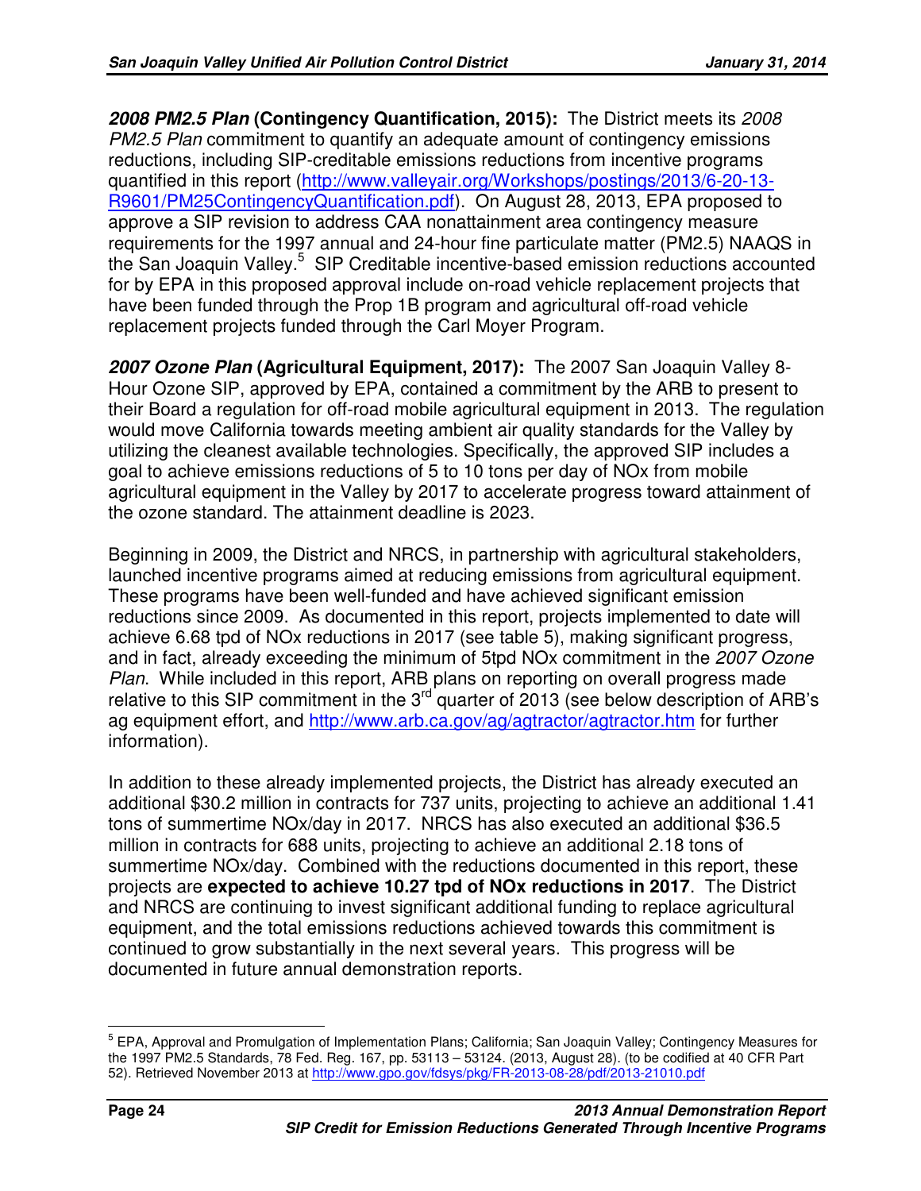***2008 PM2.5 Plan* (Contingency Quantification, 2015):** The District meets its *2008 PM2.5 Plan* commitment to quantify an adequate amount of contingency emissions reductions, including SIP-creditable emissions reductions from incentive programs quantified in this report (http://www.valleyair.org/Workshops/postings/2013/6-20-13-R9601/PM25ContingencyQuantification.pdf). On August 28, 2013, EPA proposed to approve a SIP revision to address CAA nonattainment area contingency measure requirements for the 1997 annual and 24-hour fine particulate matter (PM2.5) NAAQS in the San Joaquin Valley.[5] SIP Creditable incentive-based emission reductions accounted for by EPA in this proposed approval include on-road vehicle replacement projects that have been funded through the Prop 1B program and agricultural off-road vehicle replacement projects funded through the Carl Moyer Program.

***2007 Ozone Plan* (Agricultural Equipment, 2017):** The 2007 San Joaquin Valley 8-Hour Ozone SIP, approved by EPA, contained a commitment by the ARB to present to their Board a regulation for off-road mobile agricultural equipment in 2013. The regulation would move California towards meeting ambient air quality standards for the Valley by utilizing the cleanest available technologies. Specifically, the approved SIP includes a goal to achieve emissions reductions of 5 to 10 tons per day of NOx from mobile agricultural equipment in the Valley by 2017 to accelerate progress toward attainment of the ozone standard. The attainment deadline is 2023.

Beginning in 2009, the District and NRCS, in partnership with agricultural stakeholders, launched incentive programs aimed at reducing emissions from agricultural equipment. These programs have been well-funded and have achieved significant emission reductions since 2009. As documented in this report, projects implemented to date will achieve 6.68 tpd of NOx reductions in 2017 (see table 5), making significant progress, and in fact, already exceeding the minimum of 5tpd NOx commitment in the *2007 Ozone Plan*. While included in this report, ARB plans on reporting on overall progress made relative to this SIP commitment in the 3rd quarter of 2013 (see below description of ARB's ag equipment effort, and http://www.arb.ca.gov/ag/agtractor/agtractor.htm for further information).

In addition to these already implemented projects, the District has already executed an additional $30.2 million in contracts for 737 units, projecting to achieve an additional 1.41 tons of summertime NOx/day in 2017. NRCS has also executed an additional $36.5 million in contracts for 688 units, projecting to achieve an additional 2.18 tons of summertime NOx/day. Combined with the reductions documented in this report, these projects are **expected to achieve 10.27 tpd of NOx reductions in 2017**. The District and NRCS are continuing to invest significant additional funding to replace agricultural equipment, and the total emissions reductions achieved towards this commitment is continued to grow substantially in the next several years. This progress will be documented in future annual demonstration reports.

---

[5] EPA, Approval and Promulgation of Implementation Plans; California; San Joaquin Valley; Contingency Measures for the 1997 PM2.5 Standards, 78 Fed. Reg. 167, pp. 53113 – 53124. (2013, August 28). (to be codified at 40 CFR Part 52). Retrieved November 2013 at http://www.gpo.gov/fdsys/pkg/FR-2013-08-28/pdf/2013-21010.pdf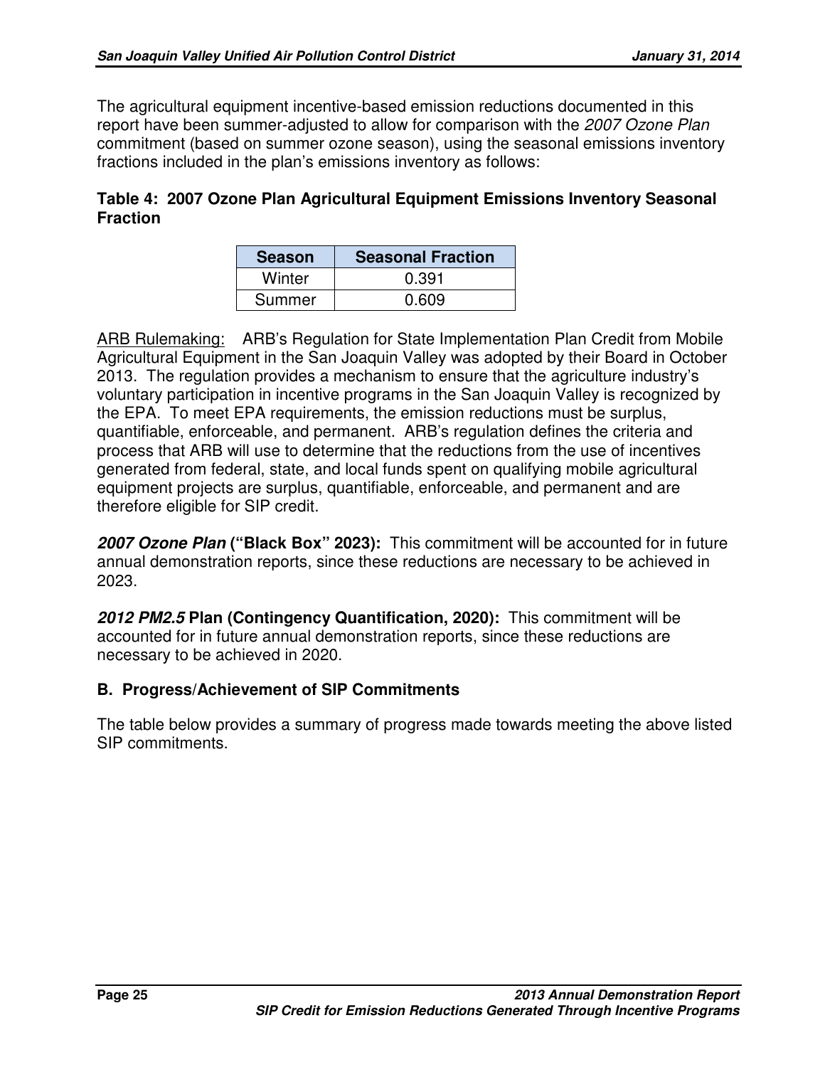The agricultural equipment incentive-based emission reductions documented in this report have been summer-adjusted to allow for comparison with the *2007 Ozone Plan* commitment (based on summer ozone season), using the seasonal emissions inventory fractions included in the plan's emissions inventory as follows:

**Table 4: 2007 Ozone Plan Agricultural Equipment Emissions Inventory Seasonal Fraction**

| Season | Seasonal Fraction |
|---|---|
| Winter | 0.391 |
| Summer | 0.609 |

ARB Rulemaking: ARB's Regulation for State Implementation Plan Credit from Mobile Agricultural Equipment in the San Joaquin Valley was adopted by their Board in October 2013. The regulation provides a mechanism to ensure that the agriculture industry's voluntary participation in incentive programs in the San Joaquin Valley is recognized by the EPA. To meet EPA requirements, the emission reductions must be surplus, quantifiable, enforceable, and permanent. ARB's regulation defines the criteria and process that ARB will use to determine that the reductions from the use of incentives generated from federal, state, and local funds spent on qualifying mobile agricultural equipment projects are surplus, quantifiable, enforceable, and permanent and are therefore eligible for SIP credit.

***2007 Ozone Plan* ("Black Box" 2023):** This commitment will be accounted for in future annual demonstration reports, since these reductions are necessary to be achieved in 2023.

***2012 PM2.5* Plan (Contingency Quantification, 2020):** This commitment will be accounted for in future annual demonstration reports, since these reductions are necessary to be achieved in 2020.

## B. Progress/Achievement of SIP Commitments

The table below provides a summary of progress made towards meeting the above listed SIP commitments.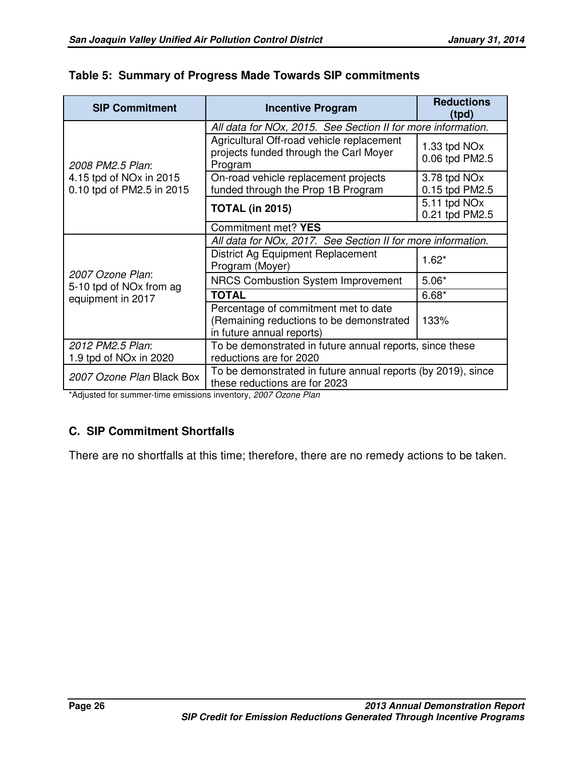**Table 5: Summary of Progress Made Towards SIP commitments**

| SIP Commitment | Incentive Program | Reductions (tpd) |
|---|---|---|
| *2008 PM2.5 Plan*: 4.15 tpd of NOx in 2015 0.10 tpd of PM2.5 in 2015 | *All data for NOx, 2015. See Section II for more information.* | |
| | Agricultural Off-road vehicle replacement projects funded through the Carl Moyer Program | 1.33 tpd NOx 0.06 tpd PM2.5 |
| | On-road vehicle replacement projects funded through the Prop 1B Program | 3.78 tpd NOx 0.15 tpd PM2.5 |
| | **TOTAL (in 2015)** | 5.11 tpd NOx 0.21 tpd PM2.5 |
| | Commitment met? **YES** | |
| *2007 Ozone Plan*: 5-10 tpd of NOx from ag equipment in 2017 | *All data for NOx, 2017. See Section II for more information.* | |
| | District Ag Equipment Replacement Program (Moyer) | 1.62* |
| | NRCS Combustion System Improvement | 5.06* |
| | **TOTAL** | 6.68* |
| | Percentage of commitment met to date (Remaining reductions to be demonstrated in future annual reports) | 133% |
| *2012 PM2.5 Plan*: 1.9 tpd of NOx in 2020 | To be demonstrated in future annual reports, since these reductions are for 2020 | |
| *2007 Ozone Plan* Black Box | To be demonstrated in future annual reports (by 2019), since these reductions are for 2023 | |

*Adjusted for summer-time emissions inventory, *2007 Ozone Plan*

### C. SIP Commitment Shortfalls

There are no shortfalls at this time; therefore, there are no remedy actions to be taken.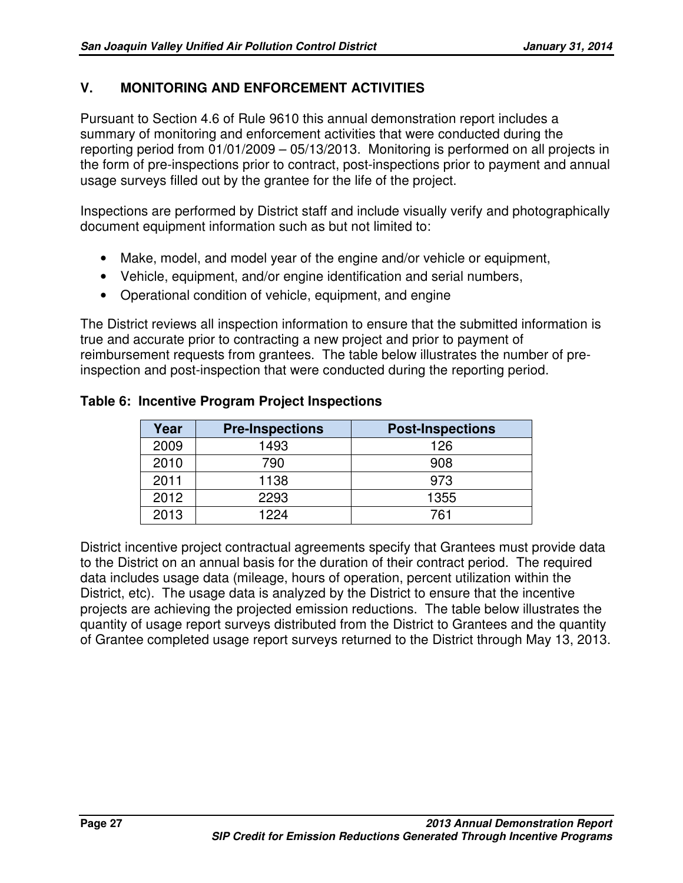## V. MONITORING AND ENFORCEMENT ACTIVITIES

Pursuant to Section 4.6 of Rule 9610 this annual demonstration report includes a summary of monitoring and enforcement activities that were conducted during the reporting period from 01/01/2009 – 05/13/2013. Monitoring is performed on all projects in the form of pre-inspections prior to contract, post-inspections prior to payment and annual usage surveys filled out by the grantee for the life of the project.

Inspections are performed by District staff and include visually verify and photographically document equipment information such as but not limited to:

- Make, model, and model year of the engine and/or vehicle or equipment,
- Vehicle, equipment, and/or engine identification and serial numbers,
- Operational condition of vehicle, equipment, and engine

The District reviews all inspection information to ensure that the submitted information is true and accurate prior to contracting a new project and prior to payment of reimbursement requests from grantees. The table below illustrates the number of pre-inspection and post-inspection that were conducted during the reporting period.

**Table 6: Incentive Program Project Inspections**

| Year | Pre-Inspections | Post-Inspections |
|---|---|---|
| 2009 | 1493 | 126 |
| 2010 | 790 | 908 |
| 2011 | 1138 | 973 |
| 2012 | 2293 | 1355 |
| 2013 | 1224 | 761 |

District incentive project contractual agreements specify that Grantees must provide data to the District on an annual basis for the duration of their contract period. The required data includes usage data (mileage, hours of operation, percent utilization within the District, etc). The usage data is analyzed by the District to ensure that the incentive projects are achieving the projected emission reductions. The table below illustrates the quantity of usage report surveys distributed from the District to Grantees and the quantity of Grantee completed usage report surveys returned to the District through May 13, 2013.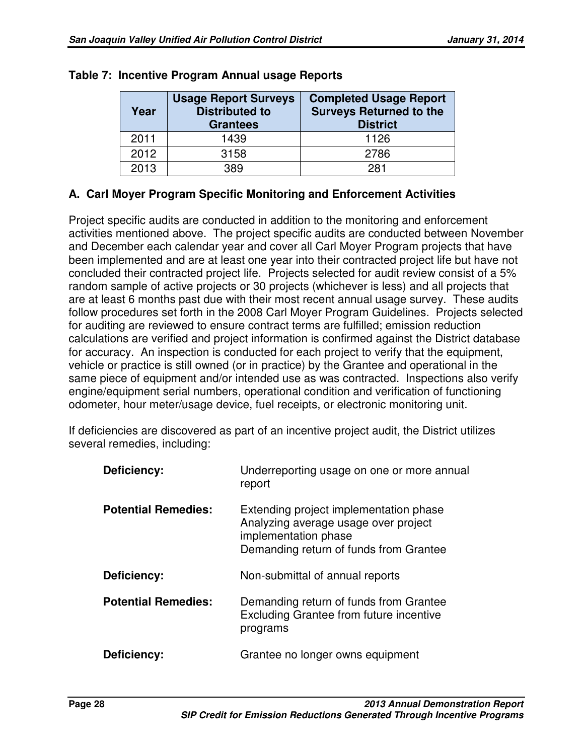**Table 7: Incentive Program Annual usage Reports**

| Year | Usage Report Surveys Distributed to Grantees | Completed Usage Report Surveys Returned to the District |
|---|---|---|
| 2011 | 1439 | 1126 |
| 2012 | 3158 | 2786 |
| 2013 | 389 | 281 |

### A. Carl Moyer Program Specific Monitoring and Enforcement Activities

Project specific audits are conducted in addition to the monitoring and enforcement activities mentioned above. The project specific audits are conducted between November and December each calendar year and cover all Carl Moyer Program projects that have been implemented and are at least one year into their contracted project life but have not concluded their contracted project life. Projects selected for audit review consist of a 5% random sample of active projects or 30 projects (whichever is less) and all projects that are at least 6 months past due with their most recent annual usage survey. These audits follow procedures set forth in the 2008 Carl Moyer Program Guidelines. Projects selected for auditing are reviewed to ensure contract terms are fulfilled; emission reduction calculations are verified and project information is confirmed against the District database for accuracy. An inspection is conducted for each project to verify that the equipment, vehicle or practice is still owned (or in practice) by the Grantee and operational in the same piece of equipment and/or intended use as was contracted. Inspections also verify engine/equipment serial numbers, operational condition and verification of functioning odometer, hour meter/usage device, fuel receipts, or electronic monitoring unit.

If deficiencies are discovered as part of an incentive project audit, the District utilizes several remedies, including:

**Deficiency:** Underreporting usage on one or more annual report

**Potential Remedies:** Extending project implementation phase
Analyzing average usage over project implementation phase
Demanding return of funds from Grantee

**Deficiency:** Non-submittal of annual reports

**Potential Remedies:** Demanding return of funds from Grantee
Excluding Grantee from future incentive programs

**Deficiency:** Grantee no longer owns equipment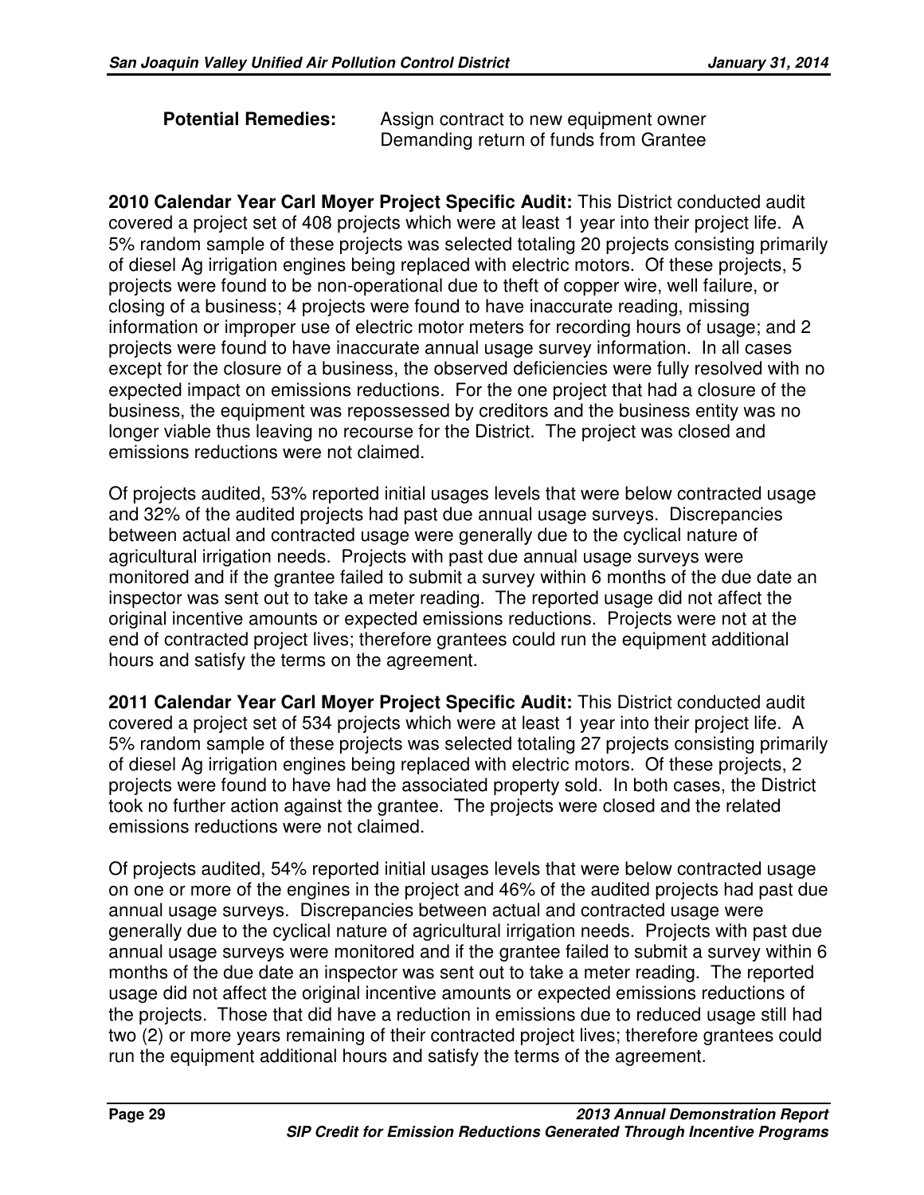**Potential Remedies:** Assign contract to new equipment owner
Demanding return of funds from Grantee

**2010 Calendar Year Carl Moyer Project Specific Audit:** This District conducted audit covered a project set of 408 projects which were at least 1 year into their project life. A 5% random sample of these projects was selected totaling 20 projects consisting primarily of diesel Ag irrigation engines being replaced with electric motors. Of these projects, 5 projects were found to be non-operational due to theft of copper wire, well failure, or closing of a business; 4 projects were found to have inaccurate reading, missing information or improper use of electric motor meters for recording hours of usage; and 2 projects were found to have inaccurate annual usage survey information. In all cases except for the closure of a business, the observed deficiencies were fully resolved with no expected impact on emissions reductions. For the one project that had a closure of the business, the equipment was repossessed by creditors and the business entity was no longer viable thus leaving no recourse for the District. The project was closed and emissions reductions were not claimed.

Of projects audited, 53% reported initial usages levels that were below contracted usage and 32% of the audited projects had past due annual usage surveys. Discrepancies between actual and contracted usage were generally due to the cyclical nature of agricultural irrigation needs. Projects with past due annual usage surveys were monitored and if the grantee failed to submit a survey within 6 months of the due date an inspector was sent out to take a meter reading. The reported usage did not affect the original incentive amounts or expected emissions reductions. Projects were not at the end of contracted project lives; therefore grantees could run the equipment additional hours and satisfy the terms on the agreement.

**2011 Calendar Year Carl Moyer Project Specific Audit:** This District conducted audit covered a project set of 534 projects which were at least 1 year into their project life. A 5% random sample of these projects was selected totaling 27 projects consisting primarily of diesel Ag irrigation engines being replaced with electric motors. Of these projects, 2 projects were found to have had the associated property sold. In both cases, the District took no further action against the grantee. The projects were closed and the related emissions reductions were not claimed.

Of projects audited, 54% reported initial usages levels that were below contracted usage on one or more of the engines in the project and 46% of the audited projects had past due annual usage surveys. Discrepancies between actual and contracted usage were generally due to the cyclical nature of agricultural irrigation needs. Projects with past due annual usage surveys were monitored and if the grantee failed to submit a survey within 6 months of the due date an inspector was sent out to take a meter reading. The reported usage did not affect the original incentive amounts or expected emissions reductions of the projects. Those that did have a reduction in emissions due to reduced usage still had two (2) or more years remaining of their contracted project lives; therefore grantees could run the equipment additional hours and satisfy the terms of the agreement.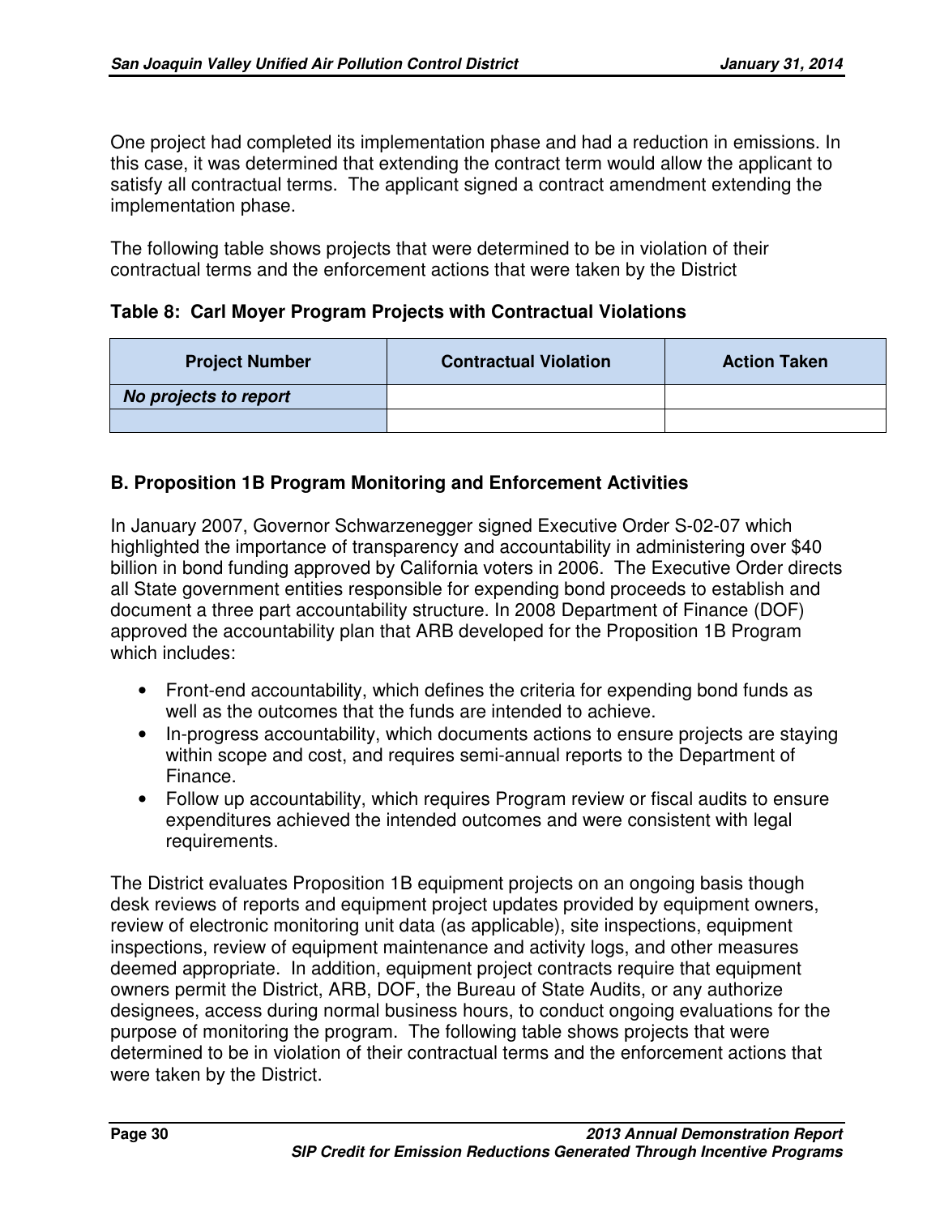One project had completed its implementation phase and had a reduction in emissions. In this case, it was determined that extending the contract term would allow the applicant to satisfy all contractual terms. The applicant signed a contract amendment extending the implementation phase.

The following table shows projects that were determined to be in violation of their contractual terms and the enforcement actions that were taken by the District

**Table 8: Carl Moyer Program Projects with Contractual Violations**

| Project Number | Contractual Violation | Action Taken |
|---|---|---|
| ***No projects to report*** | | |
| | | |

### B. Proposition 1B Program Monitoring and Enforcement Activities

In January 2007, Governor Schwarzenegger signed Executive Order S-02-07 which highlighted the importance of transparency and accountability in administering over $40 billion in bond funding approved by California voters in 2006. The Executive Order directs all State government entities responsible for expending bond proceeds to establish and document a three part accountability structure. In 2008 Department of Finance (DOF) approved the accountability plan that ARB developed for the Proposition 1B Program which includes:

- Front-end accountability, which defines the criteria for expending bond funds as well as the outcomes that the funds are intended to achieve.
- In-progress accountability, which documents actions to ensure projects are staying within scope and cost, and requires semi-annual reports to the Department of Finance.
- Follow up accountability, which requires Program review or fiscal audits to ensure expenditures achieved the intended outcomes and were consistent with legal requirements.

The District evaluates Proposition 1B equipment projects on an ongoing basis though desk reviews of reports and equipment project updates provided by equipment owners, review of electronic monitoring unit data (as applicable), site inspections, equipment inspections, review of equipment maintenance and activity logs, and other measures deemed appropriate. In addition, equipment project contracts require that equipment owners permit the District, ARB, DOF, the Bureau of State Audits, or any authorize designees, access during normal business hours, to conduct ongoing evaluations for the purpose of monitoring the program. The following table shows projects that were determined to be in violation of their contractual terms and the enforcement actions that were taken by the District.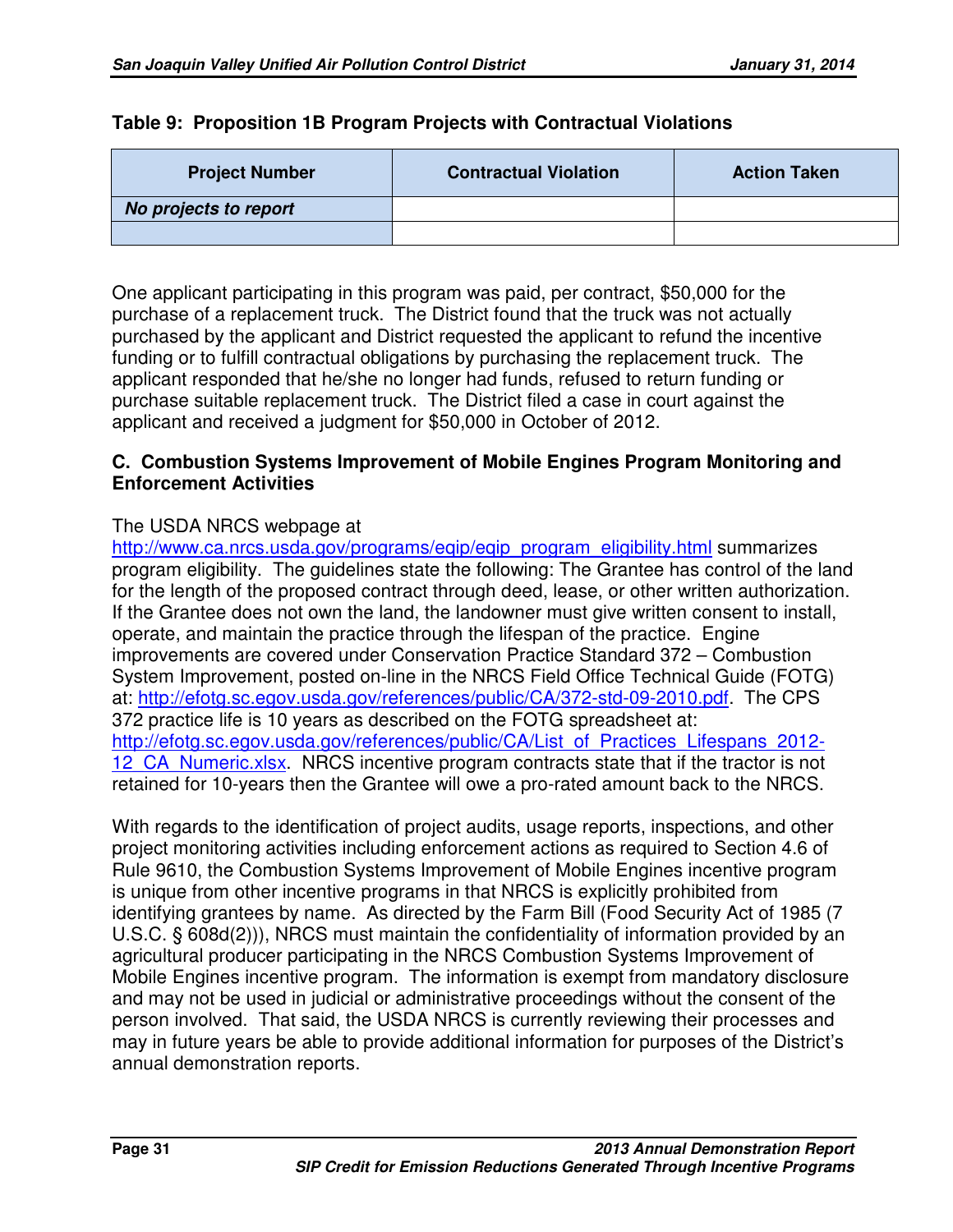**Table 9: Proposition 1B Program Projects with Contractual Violations**

| Project Number | Contractual Violation | Action Taken |
|---|---|---|
| ***No projects to report*** | | |
| | | |

One applicant participating in this program was paid, per contract, $50,000 for the purchase of a replacement truck. The District found that the truck was not actually purchased by the applicant and District requested the applicant to refund the incentive funding or to fulfill contractual obligations by purchasing the replacement truck. The applicant responded that he/she no longer had funds, refused to return funding or purchase suitable replacement truck. The District filed a case in court against the applicant and received a judgment for $50,000 in October of 2012.

### C. Combustion Systems Improvement of Mobile Engines Program Monitoring and Enforcement Activities

The USDA NRCS webpage at http://www.ca.nrcs.usda.gov/programs/eqip/eqip_program_eligibility.html summarizes program eligibility. The guidelines state the following: The Grantee has control of the land for the length of the proposed contract through deed, lease, or other written authorization. If the Grantee does not own the land, the landowner must give written consent to install, operate, and maintain the practice through the lifespan of the practice. Engine improvements are covered under Conservation Practice Standard 372 – Combustion System Improvement, posted on-line in the NRCS Field Office Technical Guide (FOTG) at: http://efotg.sc.egov.usda.gov/references/public/CA/372-std-09-2010.pdf. The CPS 372 practice life is 10 years as described on the FOTG spreadsheet at: http://efotg.sc.egov.usda.gov/references/public/CA/List_of_Practices_Lifespans_2012-12_CA_Numeric.xlsx. NRCS incentive program contracts state that if the tractor is not retained for 10-years then the Grantee will owe a pro-rated amount back to the NRCS.

With regards to the identification of project audits, usage reports, inspections, and other project monitoring activities including enforcement actions as required to Section 4.6 of Rule 9610, the Combustion Systems Improvement of Mobile Engines incentive program is unique from other incentive programs in that NRCS is explicitly prohibited from identifying grantees by name. As directed by the Farm Bill (Food Security Act of 1985 (7 U.S.C. § 608d(2))), NRCS must maintain the confidentiality of information provided by an agricultural producer participating in the NRCS Combustion Systems Improvement of Mobile Engines incentive program. The information is exempt from mandatory disclosure and may not be used in judicial or administrative proceedings without the consent of the person involved. That said, the USDA NRCS is currently reviewing their processes and may in future years be able to provide additional information for purposes of the District's annual demonstration reports.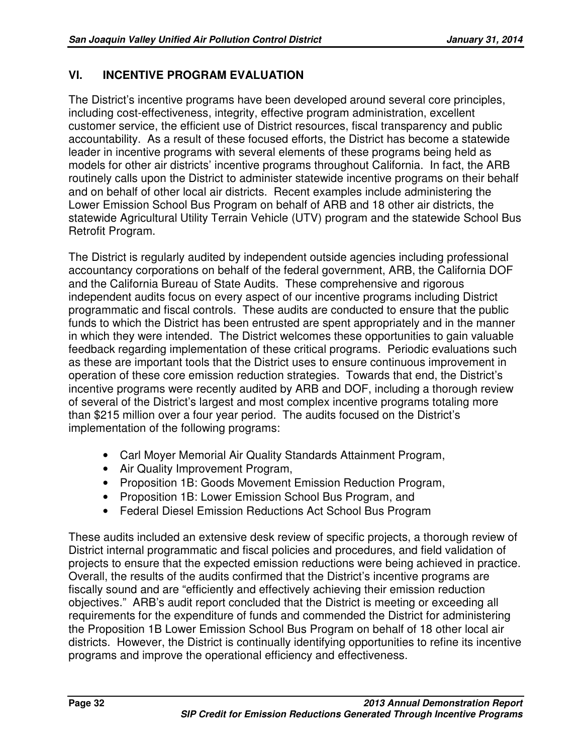## VI. INCENTIVE PROGRAM EVALUATION

The District's incentive programs have been developed around several core principles, including cost-effectiveness, integrity, effective program administration, excellent customer service, the efficient use of District resources, fiscal transparency and public accountability. As a result of these focused efforts, the District has become a statewide leader in incentive programs with several elements of these programs being held as models for other air districts' incentive programs throughout California. In fact, the ARB routinely calls upon the District to administer statewide incentive programs on their behalf and on behalf of other local air districts. Recent examples include administering the Lower Emission School Bus Program on behalf of ARB and 18 other air districts, the statewide Agricultural Utility Terrain Vehicle (UTV) program and the statewide School Bus Retrofit Program.

The District is regularly audited by independent outside agencies including professional accountancy corporations on behalf of the federal government, ARB, the California DOF and the California Bureau of State Audits. These comprehensive and rigorous independent audits focus on every aspect of our incentive programs including District programmatic and fiscal controls. These audits are conducted to ensure that the public funds to which the District has been entrusted are spent appropriately and in the manner in which they were intended. The District welcomes these opportunities to gain valuable feedback regarding implementation of these critical programs. Periodic evaluations such as these are important tools that the District uses to ensure continuous improvement in operation of these core emission reduction strategies. Towards that end, the District's incentive programs were recently audited by ARB and DOF, including a thorough review of several of the District's largest and most complex incentive programs totaling more than $215 million over a four year period. The audits focused on the District's implementation of the following programs:

- Carl Moyer Memorial Air Quality Standards Attainment Program,
- Air Quality Improvement Program,
- Proposition 1B: Goods Movement Emission Reduction Program,
- Proposition 1B: Lower Emission School Bus Program, and
- Federal Diesel Emission Reductions Act School Bus Program

These audits included an extensive desk review of specific projects, a thorough review of District internal programmatic and fiscal policies and procedures, and field validation of projects to ensure that the expected emission reductions were being achieved in practice. Overall, the results of the audits confirmed that the District's incentive programs are fiscally sound and are "efficiently and effectively achieving their emission reduction objectives." ARB's audit report concluded that the District is meeting or exceeding all requirements for the expenditure of funds and commended the District for administering the Proposition 1B Lower Emission School Bus Program on behalf of 18 other local air districts. However, the District is continually identifying opportunities to refine its incentive programs and improve the operational efficiency and effectiveness.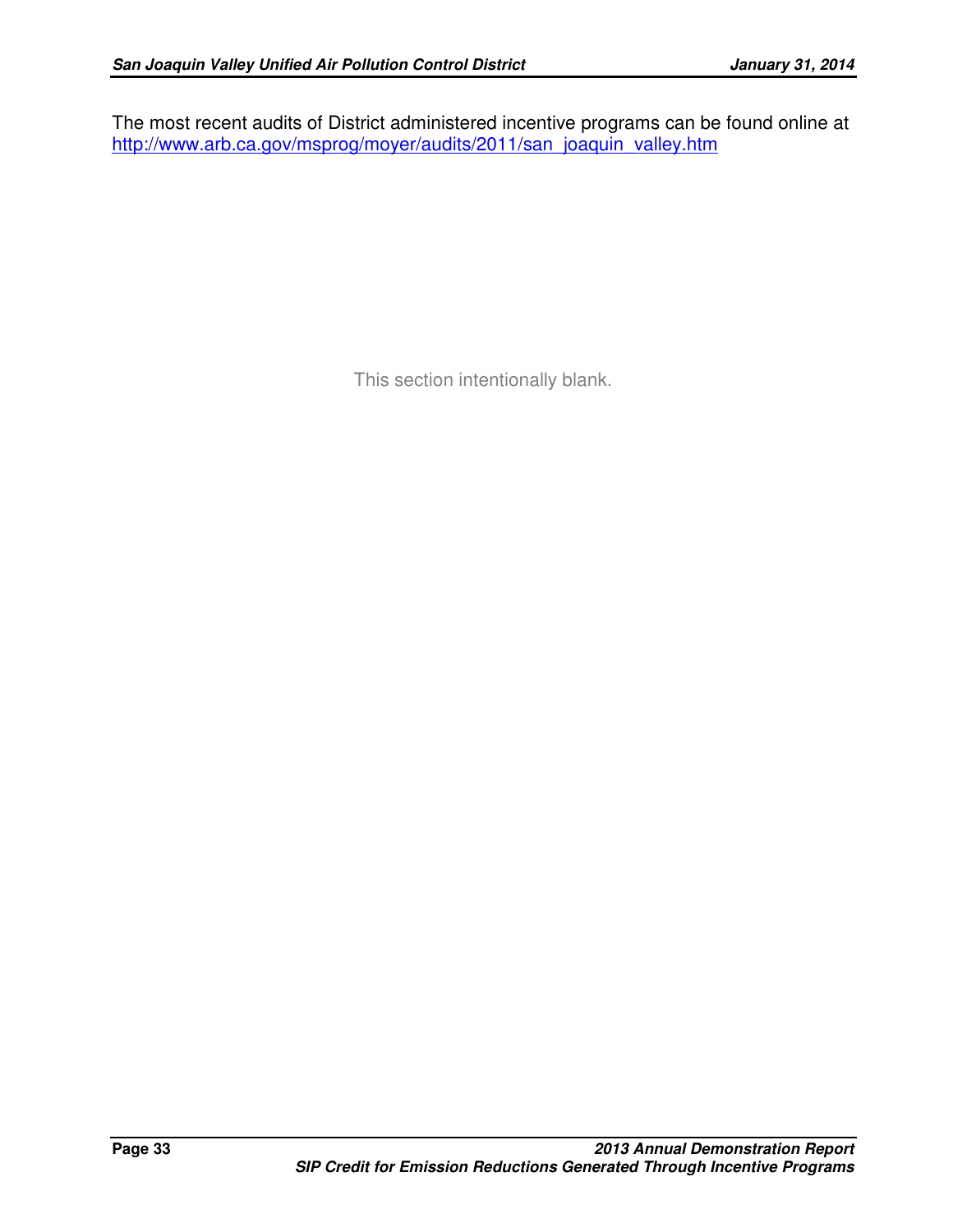The most recent audits of District administered incentive programs can be found online at [http://www.arb.ca.gov/msprog/moyer/audits/2011/san_joaquin_valley.htm](http://www.arb.ca.gov/msprog/moyer/audits/2011/san_joaquin_valley.htm)

This section intentionally blank.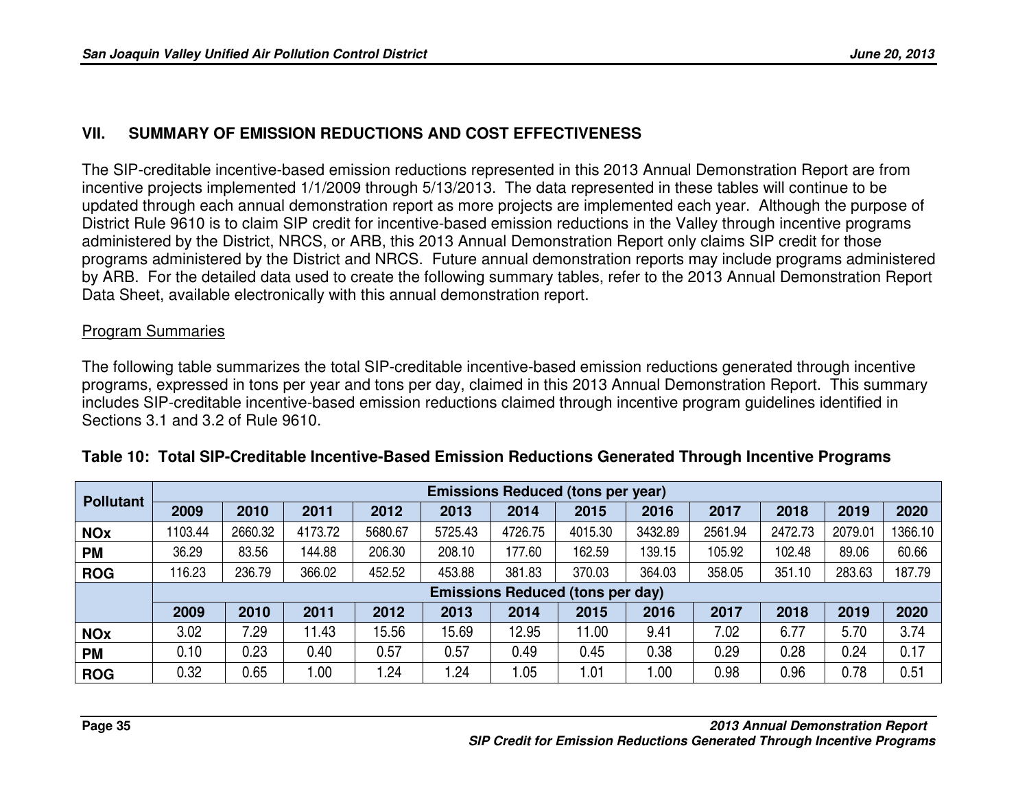## VII. SUMMARY OF EMISSION REDUCTIONS AND COST EFFECTIVENESS

The SIP-creditable incentive-based emission reductions represented in this 2013 Annual Demonstration Report are from incentive projects implemented 1/1/2009 through 5/13/2013. The data represented in these tables will continue to be updated through each annual demonstration report as more projects are implemented each year. Although the purpose of District Rule 9610 is to claim SIP credit for incentive-based emission reductions in the Valley through incentive programs administered by the District, NRCS, or ARB, this 2013 Annual Demonstration Report only claims SIP credit for those programs administered by the District and NRCS. Future annual demonstration reports may include programs administered by ARB. For the detailed data used to create the following summary tables, refer to the 2013 Annual Demonstration Report Data Sheet, available electronically with this annual demonstration report.

<u>Program Summaries</u>

The following table summarizes the total SIP-creditable incentive-based emission reductions generated through incentive programs, expressed in tons per year and tons per day, claimed in this 2013 Annual Demonstration Report. This summary includes SIP-creditable incentive-based emission reductions claimed through incentive program guidelines identified in Sections 3.1 and 3.2 of Rule 9610.

**Table 10: Total SIP-Creditable Incentive-Based Emission Reductions Generated Through Incentive Programs**

| Pollutant | Emissions Reduced (tons per year) | | | | | | | | | | | |
|---|---|---|---|---|---|---|---|---|---|---|---|---|
| | 2009 | 2010 | 2011 | 2012 | 2013 | 2014 | 2015 | 2016 | 2017 | 2018 | 2019 | 2020 |
| **NOx** | 1103.44 | 2660.32 | 4173.72 | 5680.67 | 5725.43 | 4726.75 | 4015.30 | 3432.89 | 2561.94 | 2472.73 | 2079.01 | 1366.10 |
| **PM** | 36.29 | 83.56 | 144.88 | 206.30 | 208.10 | 177.60 | 162.59 | 139.15 | 105.92 | 102.48 | 89.06 | 60.66 |
| **ROG** | 116.23 | 236.79 | 366.02 | 452.52 | 453.88 | 381.83 | 370.03 | 364.03 | 358.05 | 351.10 | 283.63 | 187.79 |
| | Emissions Reduced (tons per day) | | | | | | | | | | | |
| | 2009 | 2010 | 2011 | 2012 | 2013 | 2014 | 2015 | 2016 | 2017 | 2018 | 2019 | 2020 |
| **NOx** | 3.02 | 7.29 | 11.43 | 15.56 | 15.69 | 12.95 | 11.00 | 9.41 | 7.02 | 6.77 | 5.70 | 3.74 |
| **PM** | 0.10 | 0.23 | 0.40 | 0.57 | 0.57 | 0.49 | 0.45 | 0.38 | 0.29 | 0.28 | 0.24 | 0.17 |
| **ROG** | 0.32 | 0.65 | 1.00 | 1.24 | 1.24 | 1.05 | 1.01 | 1.00 | 0.98 | 0.96 | 0.78 | 0.51 |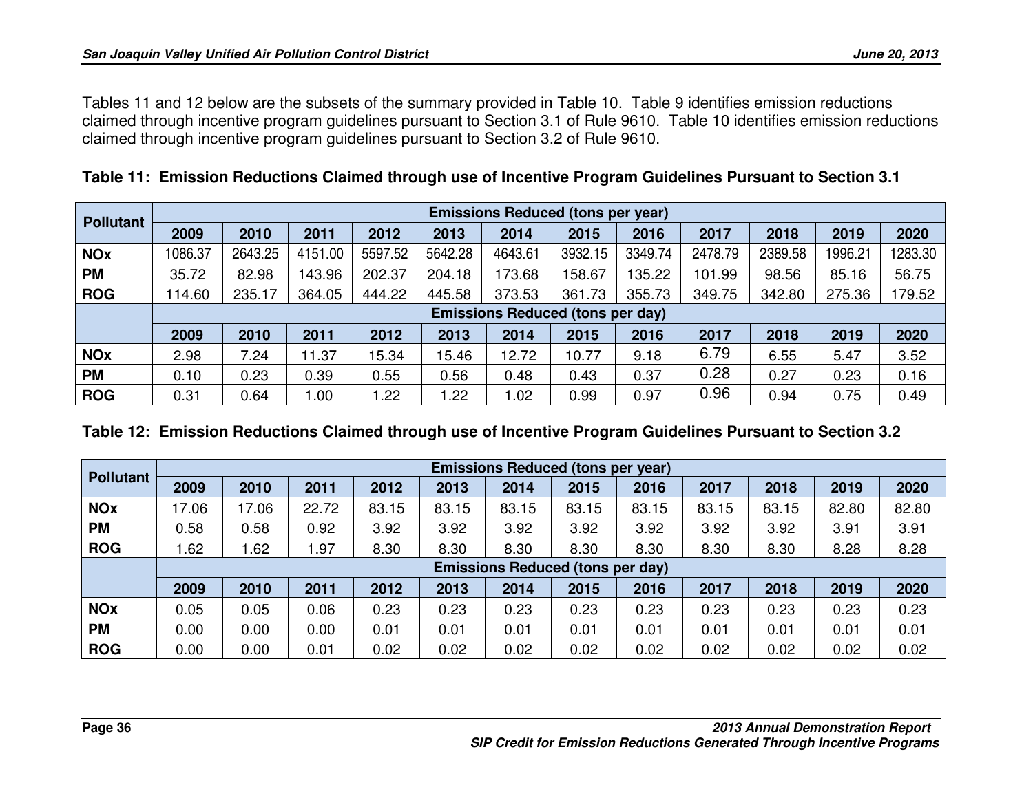Tables 11 and 12 below are the subsets of the summary provided in Table 10. Table 9 identifies emission reductions claimed through incentive program guidelines pursuant to Section 3.1 of Rule 9610. Table 10 identifies emission reductions claimed through incentive program guidelines pursuant to Section 3.2 of Rule 9610.

**Table 11: Emission Reductions Claimed through use of Incentive Program Guidelines Pursuant to Section 3.1**

| Pollutant | Emissions Reduced (tons per year) | | | | | | | | | | | |
|---|---|---|---|---|---|---|---|---|---|---|---|---|
| | 2009 | 2010 | 2011 | 2012 | 2013 | 2014 | 2015 | 2016 | 2017 | 2018 | 2019 | 2020 |
| NOx | 1086.37 | 2643.25 | 4151.00 | 5597.52 | 5642.28 | 4643.61 | 3932.15 | 3349.74 | 2478.79 | 2389.58 | 1996.21 | 1283.30 |
| PM | 35.72 | 82.98 | 143.96 | 202.37 | 204.18 | 173.68 | 158.67 | 135.22 | 101.99 | 98.56 | 85.16 | 56.75 |
| ROG | 114.60 | 235.17 | 364.05 | 444.22 | 445.58 | 373.53 | 361.73 | 355.73 | 349.75 | 342.80 | 275.36 | 179.52 |
| | Emissions Reduced (tons per day) | | | | | | | | | | | |
| | 2009 | 2010 | 2011 | 2012 | 2013 | 2014 | 2015 | 2016 | 2017 | 2018 | 2019 | 2020 |
| NOx | 2.98 | 7.24 | 11.37 | 15.34 | 15.46 | 12.72 | 10.77 | 9.18 | 6.79 | 6.55 | 5.47 | 3.52 |
| PM | 0.10 | 0.23 | 0.39 | 0.55 | 0.56 | 0.48 | 0.43 | 0.37 | 0.28 | 0.27 | 0.23 | 0.16 |
| ROG | 0.31 | 0.64 | 1.00 | 1.22 | 1.22 | 1.02 | 0.99 | 0.97 | 0.96 | 0.94 | 0.75 | 0.49 |

**Table 12: Emission Reductions Claimed through use of Incentive Program Guidelines Pursuant to Section 3.2**

| Pollutant | Emissions Reduced (tons per year) | | | | | | | | | | | |
|---|---|---|---|---|---|---|---|---|---|---|---|---|
| | 2009 | 2010 | 2011 | 2012 | 2013 | 2014 | 2015 | 2016 | 2017 | 2018 | 2019 | 2020 |
| NOx | 17.06 | 17.06 | 22.72 | 83.15 | 83.15 | 83.15 | 83.15 | 83.15 | 83.15 | 83.15 | 82.80 | 82.80 |
| PM | 0.58 | 0.58 | 0.92 | 3.92 | 3.92 | 3.92 | 3.92 | 3.92 | 3.92 | 3.92 | 3.91 | 3.91 |
| ROG | 1.62 | 1.62 | 1.97 | 8.30 | 8.30 | 8.30 | 8.30 | 8.30 | 8.30 | 8.30 | 8.28 | 8.28 |
| | Emissions Reduced (tons per day) | | | | | | | | | | | |
| | 2009 | 2010 | 2011 | 2012 | 2013 | 2014 | 2015 | 2016 | 2017 | 2018 | 2019 | 2020 |
| NOx | 0.05 | 0.05 | 0.06 | 0.23 | 0.23 | 0.23 | 0.23 | 0.23 | 0.23 | 0.23 | 0.23 | 0.23 |
| PM | 0.00 | 0.00 | 0.00 | 0.01 | 0.01 | 0.01 | 0.01 | 0.01 | 0.01 | 0.01 | 0.01 | 0.01 |
| ROG | 0.00 | 0.00 | 0.01 | 0.02 | 0.02 | 0.02 | 0.02 | 0.02 | 0.02 | 0.02 | 0.02 | 0.02 |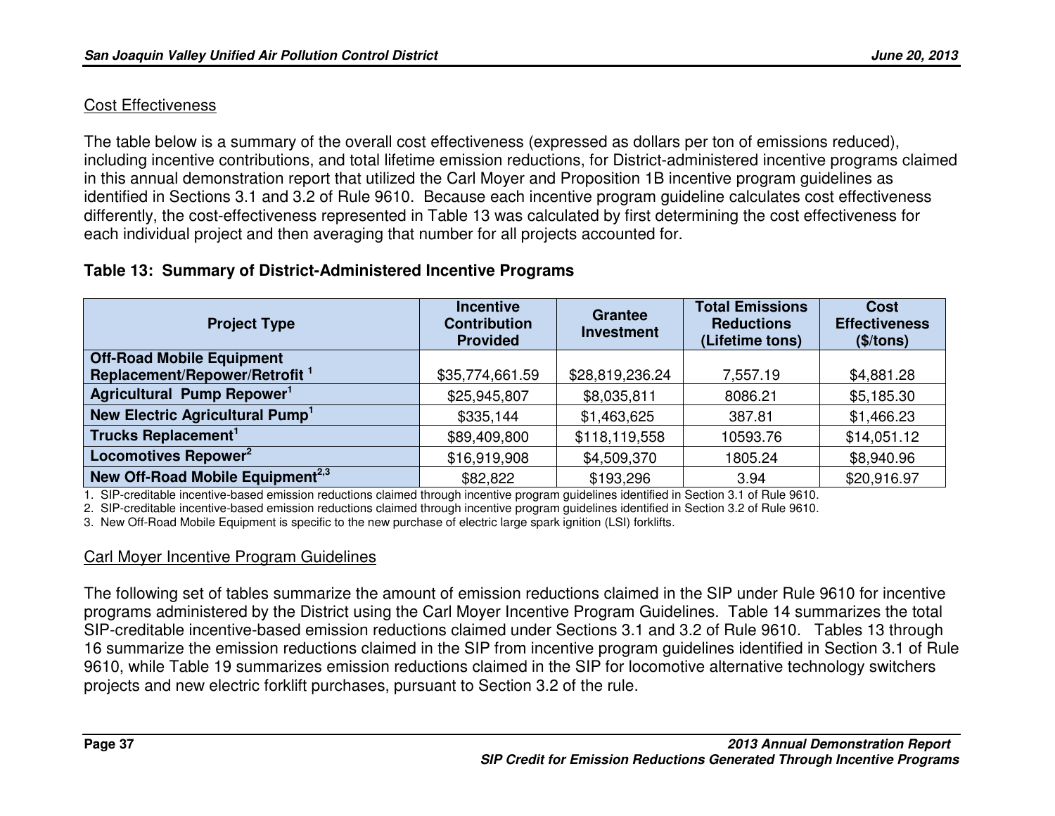## Cost Effectiveness

The table below is a summary of the overall cost effectiveness (expressed as dollars per ton of emissions reduced), including incentive contributions, and total lifetime emission reductions, for District-administered incentive programs claimed in this annual demonstration report that utilized the Carl Moyer and Proposition 1B incentive program guidelines as identified in Sections 3.1 and 3.2 of Rule 9610. Because each incentive program guideline calculates cost effectiveness differently, the cost-effectiveness represented in Table 13 was calculated by first determining the cost effectiveness for each individual project and then averaging that number for all projects accounted for.

**Table 13: Summary of District-Administered Incentive Programs**

| Project Type | Incentive Contribution Provided | Grantee Investment | Total Emissions Reductions (Lifetime tons) | Cost Effectiveness ($/tons) |
|---|---|---|---|---|
| **Off-Road Mobile Equipment Replacement/Repower/Retrofit [1]** | $35,774,661.59 | $28,819,236.24 | 7,557.19 | $4,881.28 |
| **Agricultural Pump Repower[1]** | $25,945,807 | $8,035,811 | 8086.21 | $5,185.30 |
| **New Electric Agricultural Pump[1]** | $335,144 | $1,463,625 | 387.81 | $1,466.23 |
| **Trucks Replacement[1]** | $89,409,800 | $118,119,558 | 10593.76 | $14,051.12 |
| **Locomotives Repower[2]** | $16,919,908 | $4,509,370 | 1805.24 | $8,940.96 |
| **New Off-Road Mobile Equipment[2,3]** | $82,822 | $193,296 | 3.94 | $20,916.97 |

1. SIP-creditable incentive-based emission reductions claimed through incentive program guidelines identified in Section 3.1 of Rule 9610.
2. SIP-creditable incentive-based emission reductions claimed through incentive program guidelines identified in Section 3.2 of Rule 9610.
3. New Off-Road Mobile Equipment is specific to the new purchase of electric large spark ignition (LSI) forklifts.

## Carl Moyer Incentive Program Guidelines

The following set of tables summarize the amount of emission reductions claimed in the SIP under Rule 9610 for incentive programs administered by the District using the Carl Moyer Incentive Program Guidelines. Table 14 summarizes the total SIP-creditable incentive-based emission reductions claimed under Sections 3.1 and 3.2 of Rule 9610. Tables 13 through 16 summarize the emission reductions claimed in the SIP from incentive program guidelines identified in Section 3.1 of Rule 9610, while Table 19 summarizes emission reductions claimed in the SIP for locomotive alternative technology switchers projects and new electric forklift purchases, pursuant to Section 3.2 of the rule.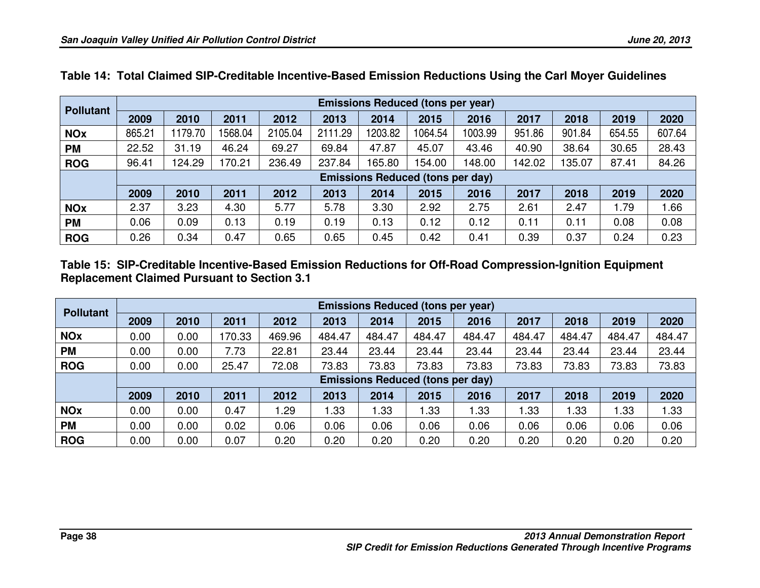**Table 14: Total Claimed SIP-Creditable Incentive-Based Emission Reductions Using the Carl Moyer Guidelines**

| Pollutant | Emissions Reduced (tons per year) | | | | | | | | | | | |
|---|---|---|---|---|---|---|---|---|---|---|---|---|
| | 2009 | 2010 | 2011 | 2012 | 2013 | 2014 | 2015 | 2016 | 2017 | 2018 | 2019 | 2020 |
| **NOx** | 865.21 | 1179.70 | 1568.04 | 2105.04 | 2111.29 | 1203.82 | 1064.54 | 1003.99 | 951.86 | 901.84 | 654.55 | 607.64 |
| **PM** | 22.52 | 31.19 | 46.24 | 69.27 | 69.84 | 47.87 | 45.07 | 43.46 | 40.90 | 38.64 | 30.65 | 28.43 |
| **ROG** | 96.41 | 124.29 | 170.21 | 236.49 | 237.84 | 165.80 | 154.00 | 148.00 | 142.02 | 135.07 | 87.41 | 84.26 |
| | **Emissions Reduced (tons per day)** | | | | | | | | | | | |
| | 2009 | 2010 | 2011 | 2012 | 2013 | 2014 | 2015 | 2016 | 2017 | 2018 | 2019 | 2020 |
| **NOx** | 2.37 | 3.23 | 4.30 | 5.77 | 5.78 | 3.30 | 2.92 | 2.75 | 2.61 | 2.47 | 1.79 | 1.66 |
| **PM** | 0.06 | 0.09 | 0.13 | 0.19 | 0.19 | 0.13 | 0.12 | 0.12 | 0.11 | 0.11 | 0.08 | 0.08 |
| **ROG** | 0.26 | 0.34 | 0.47 | 0.65 | 0.65 | 0.45 | 0.42 | 0.41 | 0.39 | 0.37 | 0.24 | 0.23 |

**Table 15: SIP-Creditable Incentive-Based Emission Reductions for Off-Road Compression-Ignition Equipment Replacement Claimed Pursuant to Section 3.1**

| Pollutant | Emissions Reduced (tons per year) | | | | | | | | | | | |
|---|---|---|---|---|---|---|---|---|---|---|---|---|
| | 2009 | 2010 | 2011 | 2012 | 2013 | 2014 | 2015 | 2016 | 2017 | 2018 | 2019 | 2020 |
| **NOx** | 0.00 | 0.00 | 170.33 | 469.96 | 484.47 | 484.47 | 484.47 | 484.47 | 484.47 | 484.47 | 484.47 | 484.47 |
| **PM** | 0.00 | 0.00 | 7.73 | 22.81 | 23.44 | 23.44 | 23.44 | 23.44 | 23.44 | 23.44 | 23.44 | 23.44 |
| **ROG** | 0.00 | 0.00 | 25.47 | 72.08 | 73.83 | 73.83 | 73.83 | 73.83 | 73.83 | 73.83 | 73.83 | 73.83 |
| | **Emissions Reduced (tons per day)** | | | | | | | | | | | |
| | 2009 | 2010 | 2011 | 2012 | 2013 | 2014 | 2015 | 2016 | 2017 | 2018 | 2019 | 2020 |
| **NOx** | 0.00 | 0.00 | 0.47 | 1.29 | 1.33 | 1.33 | 1.33 | 1.33 | 1.33 | 1.33 | 1.33 | 1.33 |
| **PM** | 0.00 | 0.00 | 0.02 | 0.06 | 0.06 | 0.06 | 0.06 | 0.06 | 0.06 | 0.06 | 0.06 | 0.06 |
| **ROG** | 0.00 | 0.00 | 0.07 | 0.20 | 0.20 | 0.20 | 0.20 | 0.20 | 0.20 | 0.20 | 0.20 | 0.20 |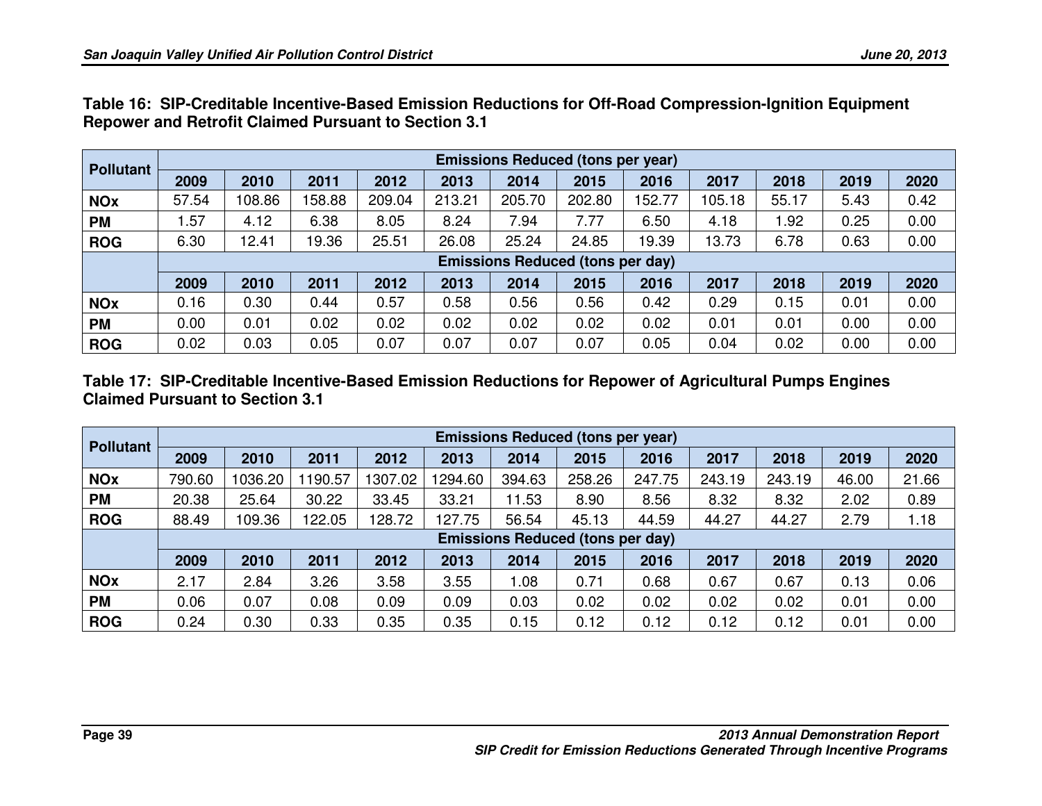**Table 16: SIP-Creditable Incentive-Based Emission Reductions for Off-Road Compression-Ignition Equipment Repower and Retrofit Claimed Pursuant to Section 3.1**

| Pollutant | Emissions Reduced (tons per year) | | | | | | | | | | | |
|---|---|---|---|---|---|---|---|---|---|---|---|---|
| | 2009 | 2010 | 2011 | 2012 | 2013 | 2014 | 2015 | 2016 | 2017 | 2018 | 2019 | 2020 |
| **NOx** | 57.54 | 108.86 | 158.88 | 209.04 | 213.21 | 205.70 | 202.80 | 152.77 | 105.18 | 55.17 | 5.43 | 0.42 |
| **PM** | 1.57 | 4.12 | 6.38 | 8.05 | 8.24 | 7.94 | 7.77 | 6.50 | 4.18 | 1.92 | 0.25 | 0.00 |
| **ROG** | 6.30 | 12.41 | 19.36 | 25.51 | 26.08 | 25.24 | 24.85 | 19.39 | 13.73 | 6.78 | 0.63 | 0.00 |
| | **Emissions Reduced (tons per day)** | | | | | | | | | | | |
| | 2009 | 2010 | 2011 | 2012 | 2013 | 2014 | 2015 | 2016 | 2017 | 2018 | 2019 | 2020 |
| **NOx** | 0.16 | 0.30 | 0.44 | 0.57 | 0.58 | 0.56 | 0.56 | 0.42 | 0.29 | 0.15 | 0.01 | 0.00 |
| **PM** | 0.00 | 0.01 | 0.02 | 0.02 | 0.02 | 0.02 | 0.02 | 0.02 | 0.01 | 0.01 | 0.00 | 0.00 |
| **ROG** | 0.02 | 0.03 | 0.05 | 0.07 | 0.07 | 0.07 | 0.07 | 0.05 | 0.04 | 0.02 | 0.00 | 0.00 |

**Table 17: SIP-Creditable Incentive-Based Emission Reductions for Repower of Agricultural Pumps Engines Claimed Pursuant to Section 3.1**

| Pollutant | Emissions Reduced (tons per year) | | | | | | | | | | | |
|---|---|---|---|---|---|---|---|---|---|---|---|---|
| | 2009 | 2010 | 2011 | 2012 | 2013 | 2014 | 2015 | 2016 | 2017 | 2018 | 2019 | 2020 |
| **NOx** | 790.60 | 1036.20 | 1190.57 | 1307.02 | 1294.60 | 394.63 | 258.26 | 247.75 | 243.19 | 243.19 | 46.00 | 21.66 |
| **PM** | 20.38 | 25.64 | 30.22 | 33.45 | 33.21 | 11.53 | 8.90 | 8.56 | 8.32 | 8.32 | 2.02 | 0.89 |
| **ROG** | 88.49 | 109.36 | 122.05 | 128.72 | 127.75 | 56.54 | 45.13 | 44.59 | 44.27 | 44.27 | 2.79 | 1.18 |
| | **Emissions Reduced (tons per day)** | | | | | | | | | | | |
| | 2009 | 2010 | 2011 | 2012 | 2013 | 2014 | 2015 | 2016 | 2017 | 2018 | 2019 | 2020 |
| **NOx** | 2.17 | 2.84 | 3.26 | 3.58 | 3.55 | 1.08 | 0.71 | 0.68 | 0.67 | 0.67 | 0.13 | 0.06 |
| **PM** | 0.06 | 0.07 | 0.08 | 0.09 | 0.09 | 0.03 | 0.02 | 0.02 | 0.02 | 0.02 | 0.01 | 0.00 |
| **ROG** | 0.24 | 0.30 | 0.33 | 0.35 | 0.35 | 0.15 | 0.12 | 0.12 | 0.12 | 0.12 | 0.01 | 0.00 |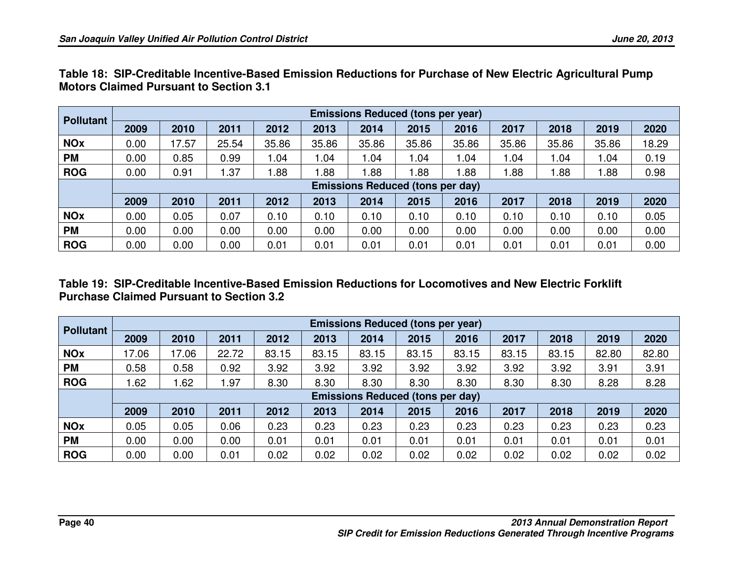**Table 18: SIP-Creditable Incentive-Based Emission Reductions for Purchase of New Electric Agricultural Pump Motors Claimed Pursuant to Section 3.1**

| Pollutant | Emissions Reduced (tons per year) | | | | | | | | | | | |
|---|---|---|---|---|---|---|---|---|---|---|---|---|
| | 2009 | 2010 | 2011 | 2012 | 2013 | 2014 | 2015 | 2016 | 2017 | 2018 | 2019 | 2020 |
| NOx | 0.00 | 17.57 | 25.54 | 35.86 | 35.86 | 35.86 | 35.86 | 35.86 | 35.86 | 35.86 | 35.86 | 18.29 |
| PM | 0.00 | 0.85 | 0.99 | 1.04 | 1.04 | 1.04 | 1.04 | 1.04 | 1.04 | 1.04 | 1.04 | 0.19 |
| ROG | 0.00 | 0.91 | 1.37 | 1.88 | 1.88 | 1.88 | 1.88 | 1.88 | 1.88 | 1.88 | 1.88 | 0.98 |
| | Emissions Reduced (tons per day) | | | | | | | | | | | |
| | 2009 | 2010 | 2011 | 2012 | 2013 | 2014 | 2015 | 2016 | 2017 | 2018 | 2019 | 2020 |
| NOx | 0.00 | 0.05 | 0.07 | 0.10 | 0.10 | 0.10 | 0.10 | 0.10 | 0.10 | 0.10 | 0.10 | 0.05 |
| PM | 0.00 | 0.00 | 0.00 | 0.00 | 0.00 | 0.00 | 0.00 | 0.00 | 0.00 | 0.00 | 0.00 | 0.00 |
| ROG | 0.00 | 0.00 | 0.00 | 0.01 | 0.01 | 0.01 | 0.01 | 0.01 | 0.01 | 0.01 | 0.01 | 0.00 |

**Table 19: SIP-Creditable Incentive-Based Emission Reductions for Locomotives and New Electric Forklift Purchase Claimed Pursuant to Section 3.2**

| Pollutant | Emissions Reduced (tons per year) | | | | | | | | | | | |
|---|---|---|---|---|---|---|---|---|---|---|---|---|
| | 2009 | 2010 | 2011 | 2012 | 2013 | 2014 | 2015 | 2016 | 2017 | 2018 | 2019 | 2020 |
| NOx | 17.06 | 17.06 | 22.72 | 83.15 | 83.15 | 83.15 | 83.15 | 83.15 | 83.15 | 83.15 | 82.80 | 82.80 |
| PM | 0.58 | 0.58 | 0.92 | 3.92 | 3.92 | 3.92 | 3.92 | 3.92 | 3.92 | 3.92 | 3.91 | 3.91 |
| ROG | 1.62 | 1.62 | 1.97 | 8.30 | 8.30 | 8.30 | 8.30 | 8.30 | 8.30 | 8.30 | 8.28 | 8.28 |
| | Emissions Reduced (tons per day) | | | | | | | | | | | |
| | 2009 | 2010 | 2011 | 2012 | 2013 | 2014 | 2015 | 2016 | 2017 | 2018 | 2019 | 2020 |
| NOx | 0.05 | 0.05 | 0.06 | 0.23 | 0.23 | 0.23 | 0.23 | 0.23 | 0.23 | 0.23 | 0.23 | 0.23 |
| PM | 0.00 | 0.00 | 0.00 | 0.01 | 0.01 | 0.01 | 0.01 | 0.01 | 0.01 | 0.01 | 0.01 | 0.01 |
| ROG | 0.00 | 0.00 | 0.01 | 0.02 | 0.02 | 0.02 | 0.02 | 0.02 | 0.02 | 0.02 | 0.02 | 0.02 |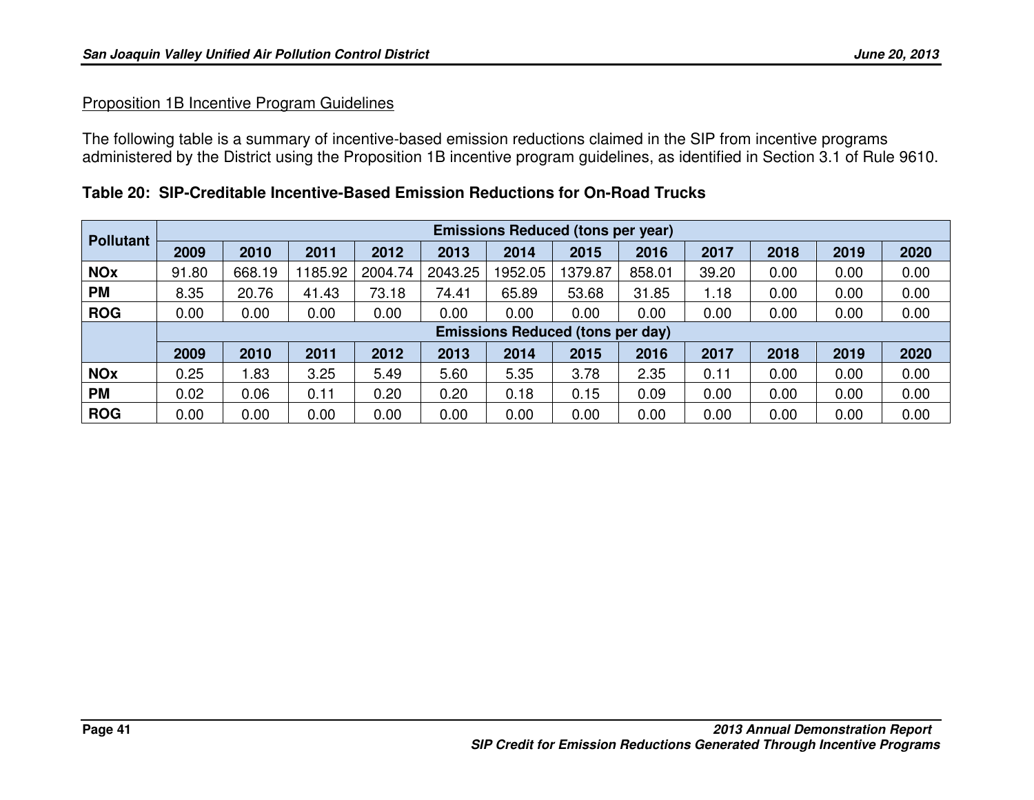Proposition 1B Incentive Program Guidelines

The following table is a summary of incentive-based emission reductions claimed in the SIP from incentive programs administered by the District using the Proposition 1B incentive program guidelines, as identified in Section 3.1 of Rule 9610.

**Table 20: SIP-Creditable Incentive-Based Emission Reductions for On-Road Trucks**

| Pollutant | Emissions Reduced (tons per year) | | | | | | | | | | | |
|---|---|---|---|---|---|---|---|---|---|---|---|---|
| | 2009 | 2010 | 2011 | 2012 | 2013 | 2014 | 2015 | 2016 | 2017 | 2018 | 2019 | 2020 |
| NOx | 91.80 | 668.19 | 1185.92 | 2004.74 | 2043.25 | 1952.05 | 1379.87 | 858.01 | 39.20 | 0.00 | 0.00 | 0.00 |
| PM | 8.35 | 20.76 | 41.43 | 73.18 | 74.41 | 65.89 | 53.68 | 31.85 | 1.18 | 0.00 | 0.00 | 0.00 |
| ROG | 0.00 | 0.00 | 0.00 | 0.00 | 0.00 | 0.00 | 0.00 | 0.00 | 0.00 | 0.00 | 0.00 | 0.00 |
| | Emissions Reduced (tons per day) | | | | | | | | | | | |
| | 2009 | 2010 | 2011 | 2012 | 2013 | 2014 | 2015 | 2016 | 2017 | 2018 | 2019 | 2020 |
| NOx | 0.25 | 1.83 | 3.25 | 5.49 | 5.60 | 5.35 | 3.78 | 2.35 | 0.11 | 0.00 | 0.00 | 0.00 |
| PM | 0.02 | 0.06 | 0.11 | 0.20 | 0.20 | 0.18 | 0.15 | 0.09 | 0.00 | 0.00 | 0.00 | 0.00 |
| ROG | 0.00 | 0.00 | 0.00 | 0.00 | 0.00 | 0.00 | 0.00 | 0.00 | 0.00 | 0.00 | 0.00 | 0.00 |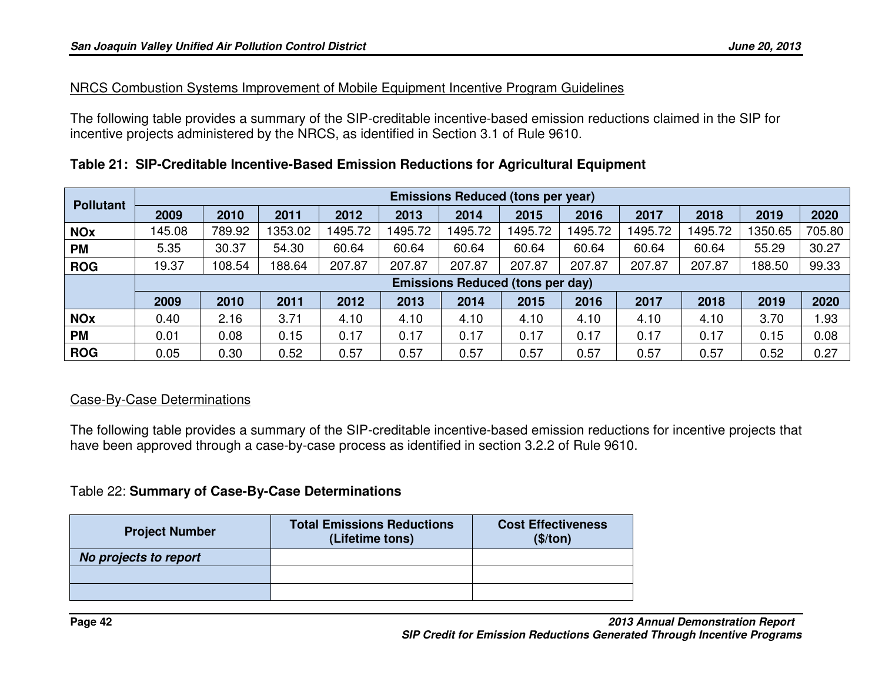NRCS Combustion Systems Improvement of Mobile Equipment Incentive Program Guidelines

The following table provides a summary of the SIP-creditable incentive-based emission reductions claimed in the SIP for incentive projects administered by the NRCS, as identified in Section 3.1 of Rule 9610.

**Table 21: SIP-Creditable Incentive-Based Emission Reductions for Agricultural Equipment**

| Pollutant | Emissions Reduced (tons per year) | | | | | | | | | | | |
|---|---|---|---|---|---|---|---|---|---|---|---|---|
| | 2009 | 2010 | 2011 | 2012 | 2013 | 2014 | 2015 | 2016 | 2017 | 2018 | 2019 | 2020 |
| NOx | 145.08 | 789.92 | 1353.02 | 1495.72 | 1495.72 | 1495.72 | 1495.72 | 1495.72 | 1495.72 | 1495.72 | 1350.65 | 705.80 |
| PM | 5.35 | 30.37 | 54.30 | 60.64 | 60.64 | 60.64 | 60.64 | 60.64 | 60.64 | 60.64 | 55.29 | 30.27 |
| ROG | 19.37 | 108.54 | 188.64 | 207.87 | 207.87 | 207.87 | 207.87 | 207.87 | 207.87 | 207.87 | 188.50 | 99.33 |
| | Emissions Reduced (tons per day) | | | | | | | | | | | |
| | 2009 | 2010 | 2011 | 2012 | 2013 | 2014 | 2015 | 2016 | 2017 | 2018 | 2019 | 2020 |
| NOx | 0.40 | 2.16 | 3.71 | 4.10 | 4.10 | 4.10 | 4.10 | 4.10 | 4.10 | 4.10 | 3.70 | 1.93 |
| PM | 0.01 | 0.08 | 0.15 | 0.17 | 0.17 | 0.17 | 0.17 | 0.17 | 0.17 | 0.17 | 0.15 | 0.08 |
| ROG | 0.05 | 0.30 | 0.52 | 0.57 | 0.57 | 0.57 | 0.57 | 0.57 | 0.57 | 0.57 | 0.52 | 0.27 |

Case-By-Case Determinations

The following table provides a summary of the SIP-creditable incentive-based emission reductions for incentive projects that have been approved through a case-by-case process as identified in section 3.2.2 of Rule 9610.

Table 22: **Summary of Case-By-Case Determinations**

| Project Number | Total Emissions Reductions (Lifetime tons) | Cost Effectiveness ($/ton) |
|---|---|---|
| ***No projects to report*** | | |
| | | |
| | | |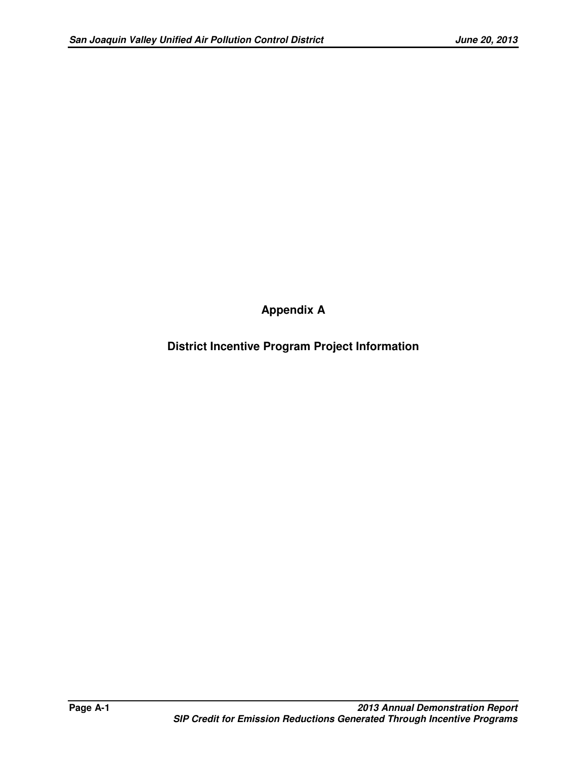# Appendix A

## District Incentive Program Project Information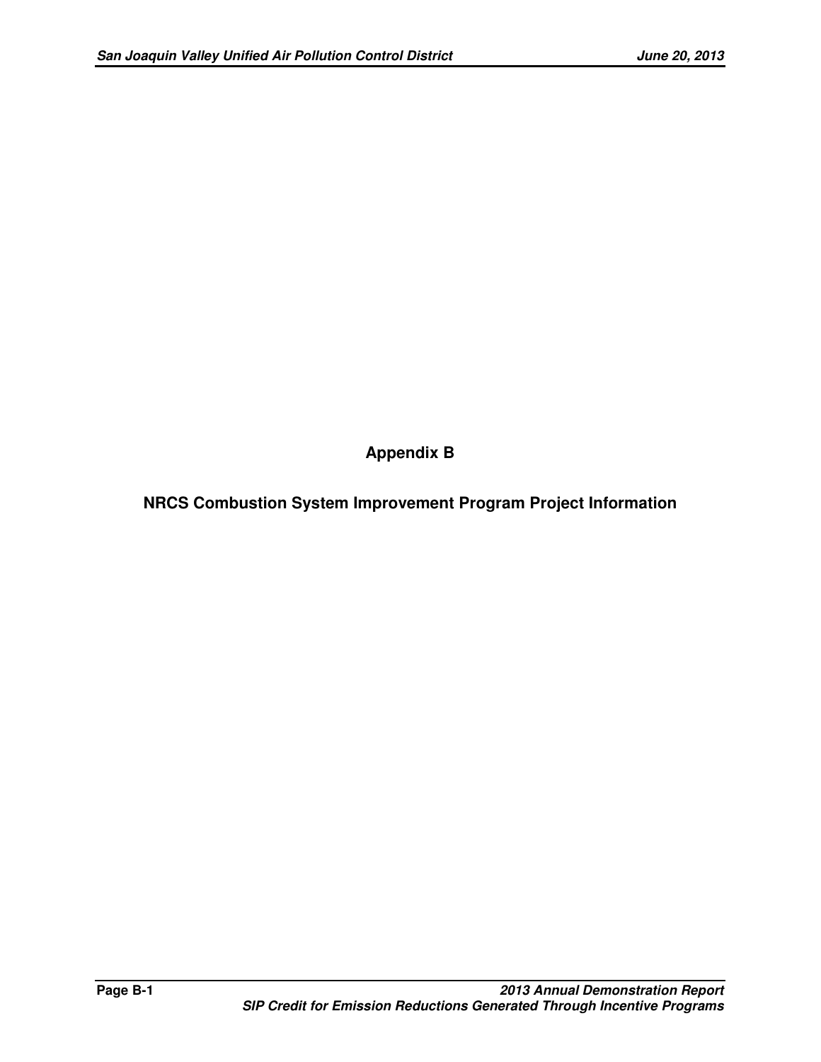# Appendix B

## NRCS Combustion System Improvement Program Project Information